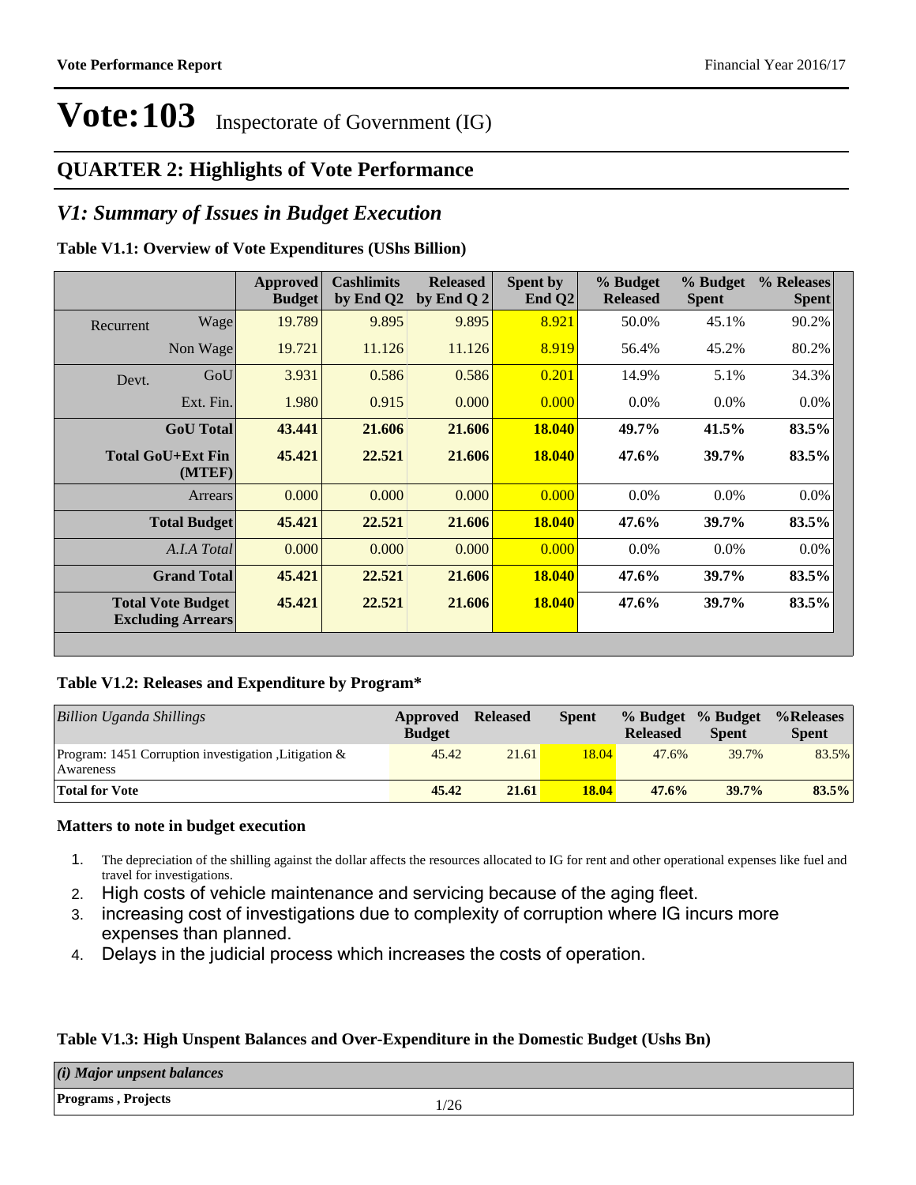# Vote:103 Inspectorate of Government (IG)

## QUARTER 2: Highlights of Vote Performance

## *V1: Summary of Issues in Budget Execution*

**Table V1.1: Overview of Vote Expenditures (UShs Billion)**

| | | Approved Budget | Cashlimits by End Q2 | Released by End Q 2 | Spent by End Q2 | % Budget Released | % Budget Spent | % Releases Spent |
|---|---|---|---|---|---|---|---|---|
| Recurrent | Wage | 19.789 | 9.895 | 9.895 | 8.921 | 50.0% | 45.1% | 90.2% |
| | Non Wage | 19.721 | 11.126 | 11.126 | 8.919 | 56.4% | 45.2% | 80.2% |
| Devt. | GoU | 3.931 | 0.586 | 0.586 | 0.201 | 14.9% | 5.1% | 34.3% |
| | Ext. Fin. | 1.980 | 0.915 | 0.000 | 0.000 | 0.0% | 0.0% | 0.0% |
| | **GoU Total** | **43.441** | **21.606** | **21.606** | **18.040** | **49.7%** | **41.5%** | **83.5%** |
| | **Total GoU+Ext Fin (MTEF)** | **45.421** | **22.521** | **21.606** | **18.040** | **47.6%** | **39.7%** | **83.5%** |
| | Arrears | 0.000 | 0.000 | 0.000 | 0.000 | 0.0% | 0.0% | 0.0% |
| | **Total Budget** | **45.421** | **22.521** | **21.606** | **18.040** | **47.6%** | **39.7%** | **83.5%** |
| | *A.I.A Total* | 0.000 | 0.000 | 0.000 | 0.000 | 0.0% | 0.0% | 0.0% |
| | **Grand Total** | **45.421** | **22.521** | **21.606** | **18.040** | **47.6%** | **39.7%** | **83.5%** |
| | **Total Vote Budget Excluding Arrears** | **45.421** | **22.521** | **21.606** | **18.040** | **47.6%** | **39.7%** | **83.5%** |

**Table V1.2: Releases and Expenditure by Program***

| *Billion Uganda Shillings* | Approved Budget | Released | Spent | % Budget Released | % Budget Spent | %Releases Spent |
|---|---|---|---|---|---|---|
| Program: 1451 Corruption investigation ,Litigation & Awareness | 45.42 | 21.61 | 18.04 | 47.6% | 39.7% | 83.5% |
| **Total for Vote** | **45.42** | **21.61** | **18.04** | **47.6%** | **39.7%** | **83.5%** |

**Matters to note in budget execution**

1. The depreciation of the shilling against the dollar affects the resources allocated to IG for rent and other operational expenses like fuel and travel for investigations.
2. High costs of vehicle maintenance and servicing because of the aging fleet.
3. increasing cost of investigations due to complexity of corruption where IG incurs more expenses than planned.
4. Delays in the judicial process which increases the costs of operation.

**Table V1.3: High Unspent Balances and Over-Expenditure in the Domestic Budget (Ushs Bn)**

| *(i) Major unpsent balances* |
|---|
| **Programs , Projects** |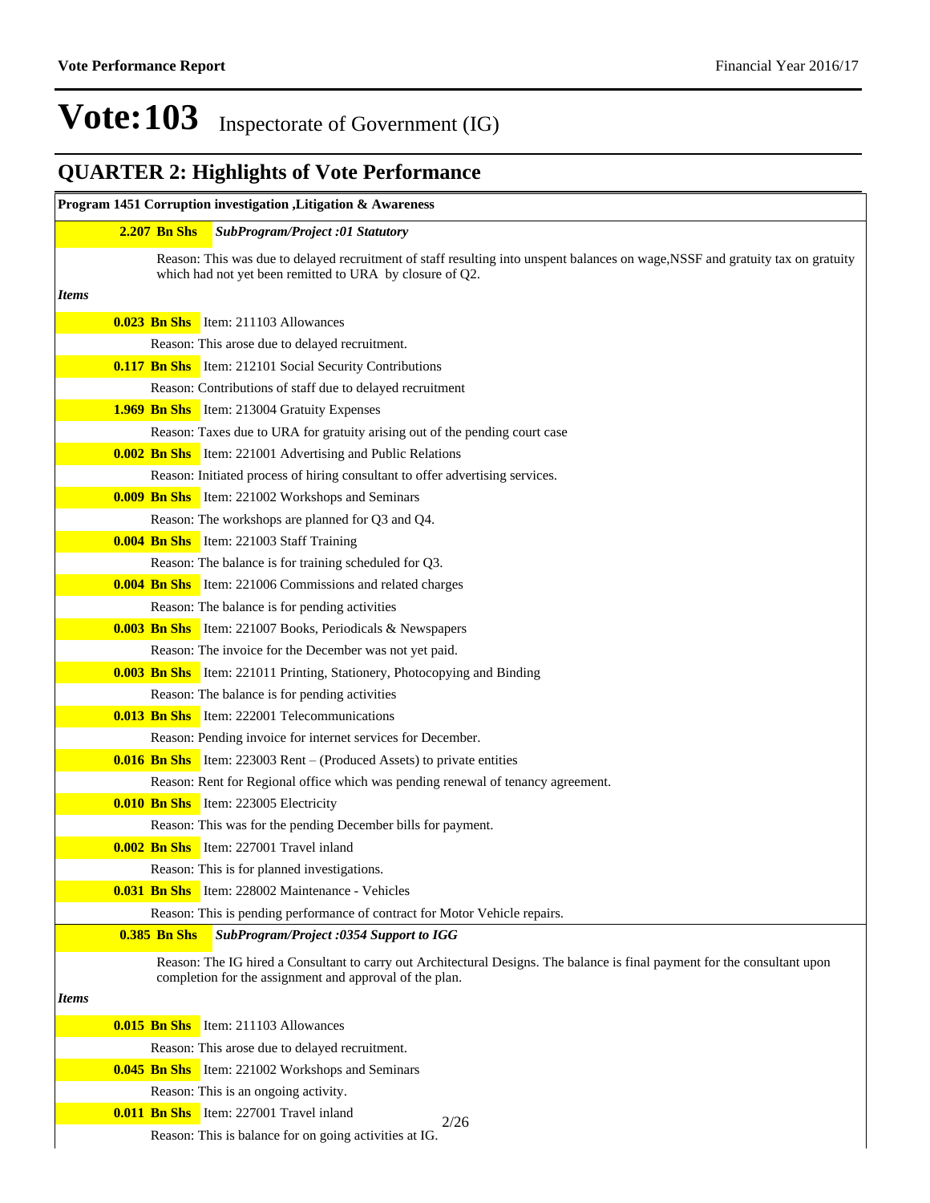# Vote:103 Inspectorate of Government (IG)

## QUARTER 2: Highlights of Vote Performance

**Program 1451 Corruption investigation ,Litigation & Awareness**

**2.207 Bn Shs** ***SubProgram/Project :01 Statutory***

Reason: This was due to delayed recruitment of staff resulting into unspent balances on wage,NSSF and gratuity tax on gratuity which had not yet been remitted to URA by closure of Q2.

*Items*

**0.023 Bn Shs** Item: 211103 Allowances

Reason: This arose due to delayed recruitment.

**0.117 Bn Shs** Item: 212101 Social Security Contributions

Reason: Contributions of staff due to delayed recruitment

**1.969 Bn Shs** Item: 213004 Gratuity Expenses

Reason: Taxes due to URA for gratuity arising out of the pending court case

**0.002 Bn Shs** Item: 221001 Advertising and Public Relations

Reason: Initiated process of hiring consultant to offer advertising services.

**0.009 Bn Shs** Item: 221002 Workshops and Seminars

Reason: The workshops are planned for Q3 and Q4.

**0.004 Bn Shs** Item: 221003 Staff Training

Reason: The balance is for training scheduled for Q3.

**0.004 Bn Shs** Item: 221006 Commissions and related charges

Reason: The balance is for pending activities

**0.003 Bn Shs** Item: 221007 Books, Periodicals & Newspapers

Reason: The invoice for the December was not yet paid.

**0.003 Bn Shs** Item: 221011 Printing, Stationery, Photocopying and Binding

Reason: The balance is for pending activities

**0.013 Bn Shs** Item: 222001 Telecommunications

Reason: Pending invoice for internet services for December.

**0.016 Bn Shs** Item: 223003 Rent – (Produced Assets) to private entities

Reason: Rent for Regional office which was pending renewal of tenancy agreement.

**0.010 Bn Shs** Item: 223005 Electricity

Reason: This was for the pending December bills for payment.

**0.002 Bn Shs** Item: 227001 Travel inland

Reason: This is for planned investigations.

**0.031 Bn Shs** Item: 228002 Maintenance - Vehicles

Reason: This is pending performance of contract for Motor Vehicle repairs.

**0.385 Bn Shs** ***SubProgram/Project :0354 Support to IGG***

Reason: The IG hired a Consultant to carry out Architectural Designs. The balance is final payment for the consultant upon completion for the assignment and approval of the plan.

*Items*

**0.015 Bn Shs** Item: 211103 Allowances

Reason: This arose due to delayed recruitment.

**0.045 Bn Shs** Item: 221002 Workshops and Seminars

Reason: This is an ongoing activity.

**0.011 Bn Shs** Item: 227001 Travel inland

Reason: This is balance for on going activities at IG.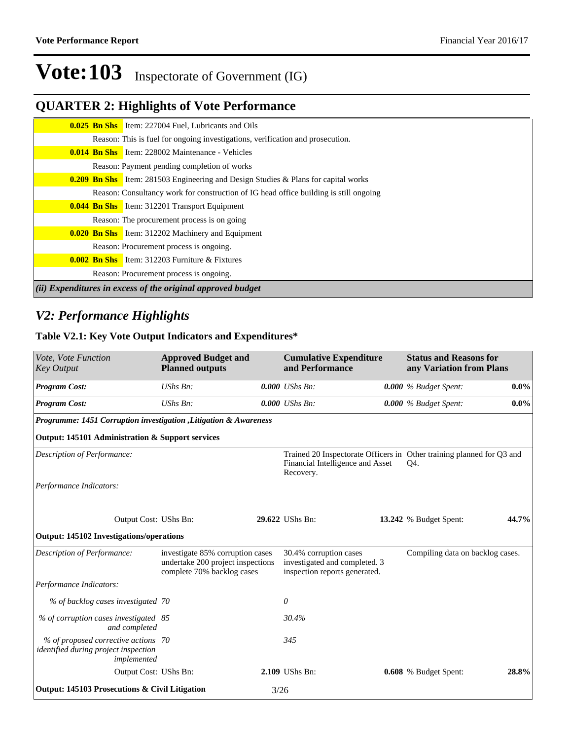# Vote:103 Inspectorate of Government (IG)

## QUARTER 2: Highlights of Vote Performance

**0.025 Bn Shs** Item: 227004 Fuel, Lubricants and Oils

Reason: This is fuel for ongoing investigations, verification and prosecution.

**0.014 Bn Shs** Item: 228002 Maintenance - Vehicles

Reason: Payment pending completion of works

**0.209 Bn Shs** Item: 281503 Engineering and Design Studies & Plans for capital works

Reason: Consultancy work for construction of IG head office building is still ongoing

**0.044 Bn Shs** Item: 312201 Transport Equipment

Reason: The procurement process is on going

**0.020 Bn Shs** Item: 312202 Machinery and Equipment

Reason: Procurement process is ongoing.

**0.002 Bn Shs** Item: 312203 Furniture & Fixtures

Reason: Procurement process is ongoing.

***(ii) Expenditures in excess of the original approved budget***

## *V2: Performance Highlights*

### Table V2.1: Key Vote Output Indicators and Expenditures*

| *Vote, Vote Function Key Output* | **Approved Budget and Planned outputs** | | **Cumulative Expenditure and Performance** | | **Status and Reasons for any Variation from Plans** | |
|---|---|---|---|---|---|---|
| ***Program Cost:*** | *UShs Bn:* | ***0.000*** | *UShs Bn:* | ***0.000*** | *% Budget Spent:* | **0.0%** |
| ***Program Cost:*** | *UShs Bn:* | ***0.000*** | *UShs Bn:* | ***0.000*** | *% Budget Spent:* | **0.0%** |
| ***Programme: 1451 Corruption investigation ,Litigation & Awareness*** | | | | | | |
| **Output: 145101 Administration & Support services** | | | | | | |
| *Description of Performance:* | | | Trained 20 Inspectorate Officers in Financial Intelligence and Asset Recovery. | | Other training planned for Q3 and Q4. | |
| *Performance Indicators:* | | | | | | |
| Output Cost: | UShs Bn: | **29.622** | UShs Bn: | **13.242** | % Budget Spent: | **44.7%** |
| **Output: 145102 Investigations/operations** | | | | | | |
| *Description of Performance:* | investigate 85% corruption cases undertake 200 project inspections complete 70% backlog cases | | 30.4% corruption cases investigated and completed. 3 inspection reports generated. | | Compiling data on backlog cases. | |
| *Performance Indicators:* | | | | | | |
| *% of backlog cases investigated* | *70* | | *0* | | | |
| *% of corruption cases investigated and completed* | *85* | | *30.4%* | | | |
| *% of proposed corrective actions identified during project inspection implemented* | *70* | | *345* | | | |
| Output Cost: | UShs Bn: | **2.109** | UShs Bn: | **0.608** | % Budget Spent: | **28.8%** |
| **Output: 145103 Prosecutions & Civil Litigation** | | | | | | |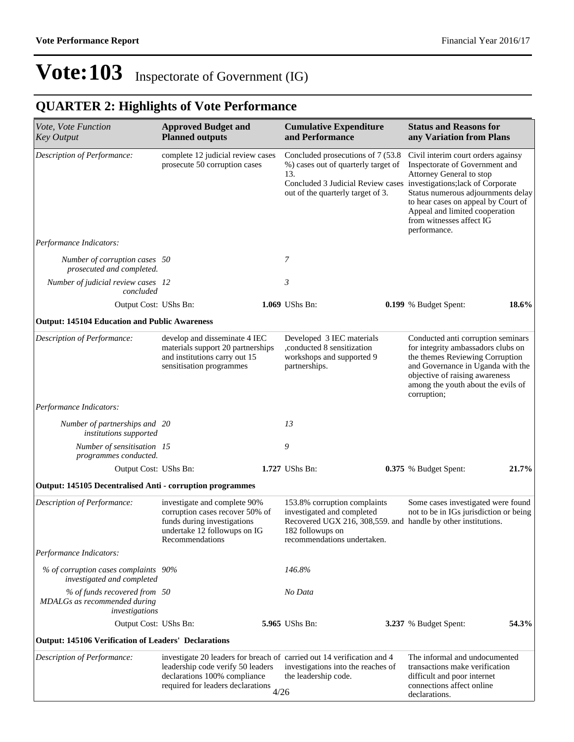# Vote:103 Inspectorate of Government (IG)

## QUARTER 2: Highlights of Vote Performance

| *Vote, Vote Function Key Output* | **Approved Budget and Planned outputs** | **Cumulative Expenditure and Performance** | **Status and Reasons for any Variation from Plans** |
|---|---|---|---|
| *Description of Performance:* | complete 12 judicial review cases prosecute 50 corruption cases | Concluded prosecutions of 7 (53.8 %) cases out of quarterly target of 13. Concluded 3 Judicial Review cases out of the quarterly target of 3. | Civil interim court orders againsy Inspectorate of Government and Attorney General to stop investigations;lack of Corporate Status numerous adjournments delay to hear cases on appeal by Court of Appeal and limited cooperation from witnesses affect IG performance. |
| *Performance Indicators:* | | | |
| *Number of corruption cases prosecuted and completed.* | *50* | *7* | |
| *Number of judicial review cases concluded* | *12* | *3* | |
| Output Cost: UShs Bn: | **1.069** | UShs Bn: **0.199** | % Budget Spent: **18.6%** |
| **Output: 145104 Education and Public Awareness** | | | |
| *Description of Performance:* | develop and disseminate 4 IEC materials support 20 partnerships and institutions carry out 15 sensitisation programmes | Developed 3 IEC materials ,conducted 8 sensitization workshops and supported 9 partnerships. | Conducted anti corruption seminars for integrity ambassadors clubs on the themes Reviewing Corruption and Governance in Uganda with the objective of raising awareness among the youth about the evils of corruption; |
| *Performance Indicators:* | | | |
| *Number of partnerships and institutions supported* | *20* | *13* | |
| *Number of sensitisation programmes conducted.* | *15* | *9* | |
| Output Cost: UShs Bn: | **1.727** | UShs Bn: **0.375** | % Budget Spent: **21.7%** |
| **Output: 145105 Decentralised Anti - corruption programmes** | | | |
| *Description of Performance:* | investigate and complete 90% corruption cases recover 50% of funds during investigations undertake 12 followups on IG Recommendations | 153.8% corruption complaints investigated and completed Recovered UGX 216, 308,559. and 182 followups on recommendations undertaken. | Some cases investigated were found not to be in IGs jurisdiction or being handle by other institutions. |
| *Performance Indicators:* | | | |
| *% of corruption cases complaints investigated and completed* | *90%* | *146.8%* | |
| *% of funds recovered from MDALGs as recommended during investigations* | *50* | *No Data* | |
| Output Cost: UShs Bn: | **5.965** | UShs Bn: **3.237** | % Budget Spent: **54.3%** |
| **Output: 145106 Verification of Leaders' Declarations** | | | |
| *Description of Performance:* | investigate 20 leaders for breach of leadership code verify 50 leaders declarations 100% compliance required for leaders declarations | carried out 14 verification and 4 investigations into the reaches of the leadership code. | The informal and undocumented transactions make verification difficult and poor internet connections affect online declarations. |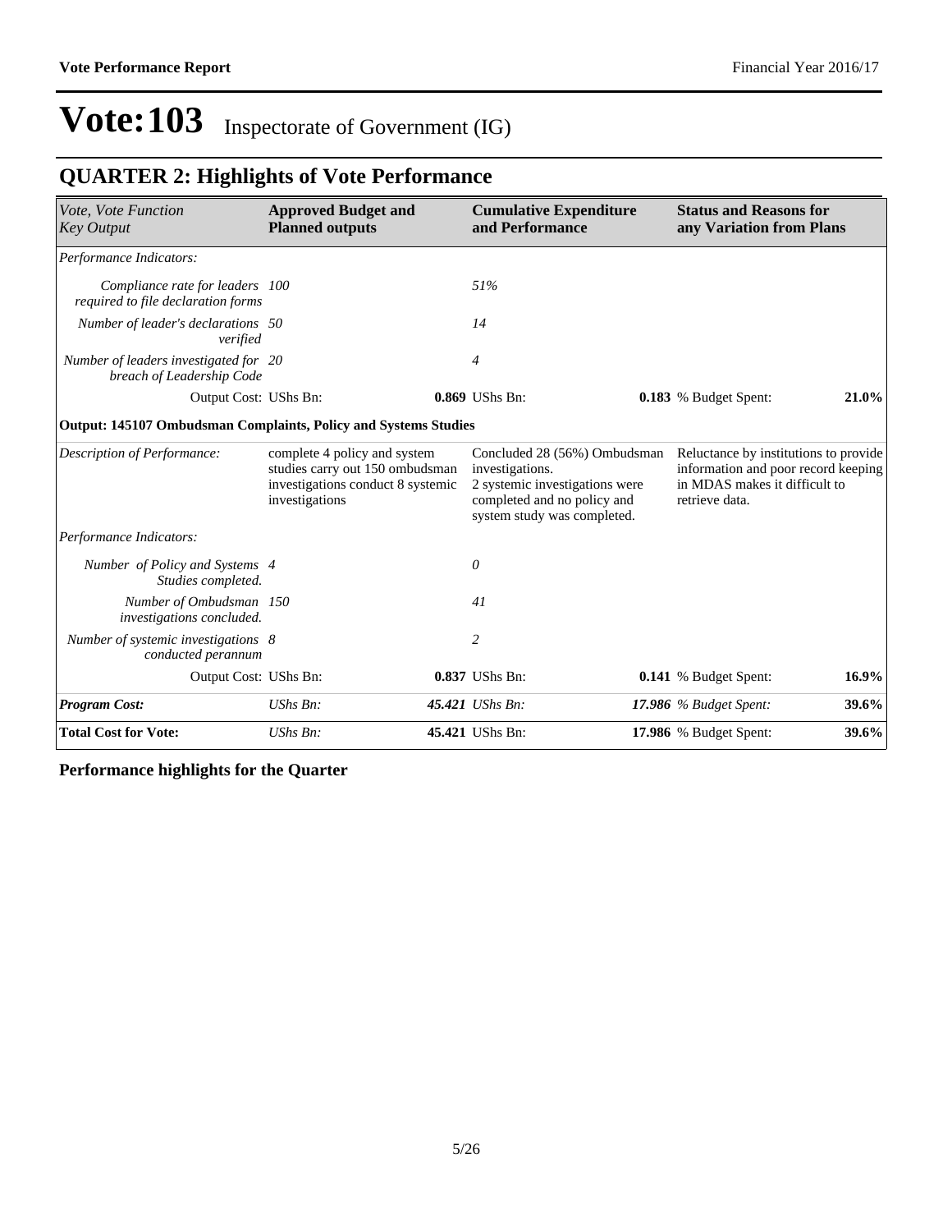# Vote:103 Inspectorate of Government (IG)

## QUARTER 2: Highlights of Vote Performance

| *Vote, Vote Function Key Output* | **Approved Budget and Planned outputs** | **Cumulative Expenditure and Performance** | **Status and Reasons for any Variation from Plans** |
|---|---|---|---|
| *Performance Indicators:* | | | |
| *Compliance rate for leaders required to file declaration forms* | *100* | *51%* | |
| *Number of leader's declarations verified* | *50* | *14* | |
| *Number of leaders investigated for breach of Leadership Code* | *20* | *4* | |
| Output Cost: UShs Bn: | **0.869** UShs Bn: | **0.183** % Budget Spent: | **21.0%** |
| **Output: 145107 Ombudsman Complaints, Policy and Systems Studies** | | | |
| *Description of Performance:* | complete 4 policy and system studies carry out 150 ombudsman investigations conduct 8 systemic investigations | Concluded 28 (56%) Ombudsman investigations. 2 systemic investigations were completed and no policy and system study was completed. | Reluctance by institutions to provide information and poor record keeping in MDAS makes it difficult to retrieve data. |
| *Performance Indicators:* | | | |
| *Number of Policy and Systems Studies completed.* | *4* | *0* | |
| *Number of Ombudsman investigations concluded.* | *150* | *41* | |
| *Number of systemic investigations conducted perannum* | *8* | *2* | |
| Output Cost: UShs Bn: | **0.837** UShs Bn: | **0.141** % Budget Spent: | **16.9%** |
| ***Program Cost:*** | *UShs Bn:* ***45.421*** | *UShs Bn:* ***17.986*** | *% Budget Spent:* ***39.6%*** |
| **Total Cost for Vote:** | *UShs Bn:* **45.421** | UShs Bn: **17.986** | % Budget Spent: **39.6%** |

**Performance highlights for the Quarter**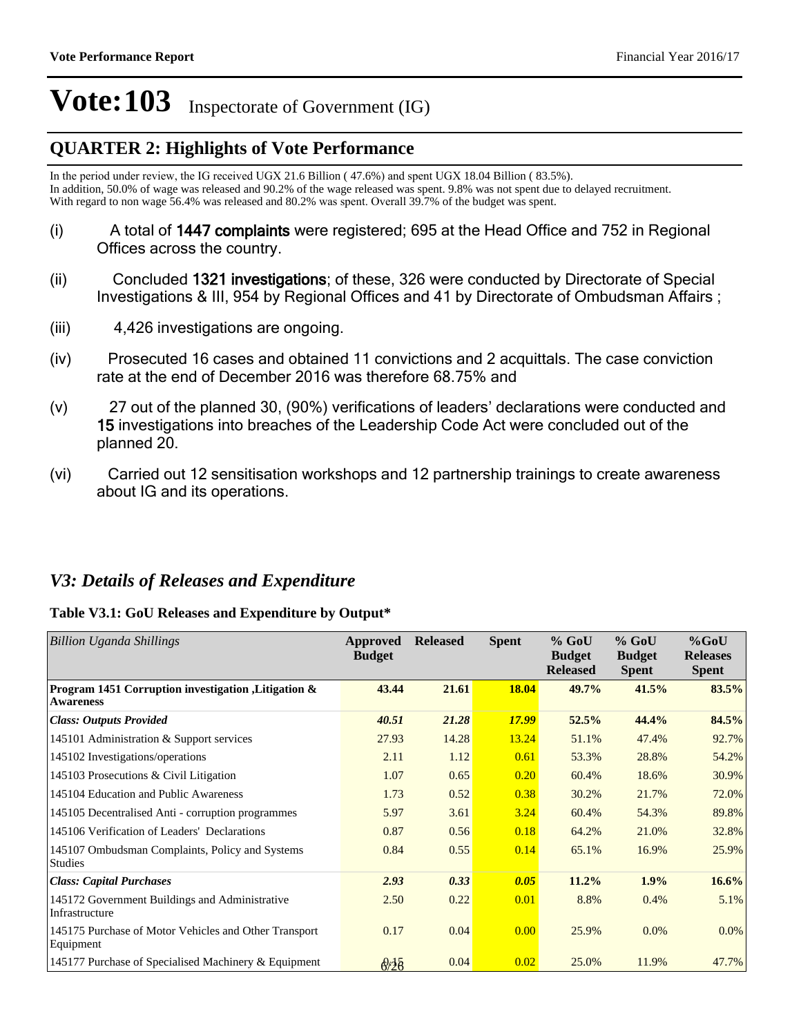# Vote:103 Inspectorate of Government (IG)

## QUARTER 2: Highlights of Vote Performance

In the period under review, the IG received UGX 21.6 Billion ( 47.6%) and spent UGX 18.04 Billion ( 83.5%).
In addition, 50.0% of wage was released and 90.2% of the wage released was spent. 9.8% was not spent due to delayed recruitment.
With regard to non wage 56.4% was released and 80.2% was spent. Overall 39.7% of the budget was spent.

(i) A total of **1447 complaints** were registered; 695 at the Head Office and 752 in Regional Offices across the country.

(ii) Concluded **1321 investigations**; of these, 326 were conducted by Directorate of Special Investigations & III, 954 by Regional Offices and 41 by Directorate of Ombudsman Affairs ;

(iii) 4,426 investigations are ongoing.

(iv) Prosecuted 16 cases and obtained 11 convictions and 2 acquittals. The case conviction rate at the end of December 2016 was therefore 68.75% and

(v) 27 out of the planned 30, (90%) verifications of leaders' declarations were conducted and **15** investigations into breaches of the Leadership Code Act were concluded out of the planned 20.

(vi) Carried out 12 sensitisation workshops and 12 partnership trainings to create awareness about IG and its operations.

## *V3: Details of Releases and Expenditure*

**Table V3.1: GoU Releases and Expenditure by Output***

| *Billion Uganda Shillings* | Approved Budget | Released | Spent | % GoU Budget Released | % GoU Budget Spent | %GoU Releases Spent |
|---|---|---|---|---|---|---|
| **Program 1451 Corruption investigation ,Litigation & Awareness** | **43.44** | **21.61** | **18.04** | **49.7%** | **41.5%** | **83.5%** |
| ***Class: Outputs Provided*** | ***40.51*** | ***21.28*** | ***17.99*** | **52.5%** | **44.4%** | **84.5%** |
| 145101 Administration & Support services | 27.93 | 14.28 | 13.24 | 51.1% | 47.4% | 92.7% |
| 145102 Investigations/operations | 2.11 | 1.12 | 0.61 | 53.3% | 28.8% | 54.2% |
| 145103 Prosecutions & Civil Litigation | 1.07 | 0.65 | 0.20 | 60.4% | 18.6% | 30.9% |
| 145104 Education and Public Awareness | 1.73 | 0.52 | 0.38 | 30.2% | 21.7% | 72.0% |
| 145105 Decentralised Anti - corruption programmes | 5.97 | 3.61 | 3.24 | 60.4% | 54.3% | 89.8% |
| 145106 Verification of Leaders' Declarations | 0.87 | 0.56 | 0.18 | 64.2% | 21.0% | 32.8% |
| 145107 Ombudsman Complaints, Policy and Systems Studies | 0.84 | 0.55 | 0.14 | 65.1% | 16.9% | 25.9% |
| ***Class: Capital Purchases*** | ***2.93*** | ***0.33*** | ***0.05*** | **11.2%** | **1.9%** | **16.6%** |
| 145172 Government Buildings and Administrative Infrastructure | 2.50 | 0.22 | 0.01 | 8.8% | 0.4% | 5.1% |
| 145175 Purchase of Motor Vehicles and Other Transport Equipment | 0.17 | 0.04 | 0.00 | 25.9% | 0.0% | 0.0% |
| 145177 Purchase of Specialised Machinery & Equipment | 0.15 | 0.04 | 0.02 | 25.0% | 11.9% | 47.7% |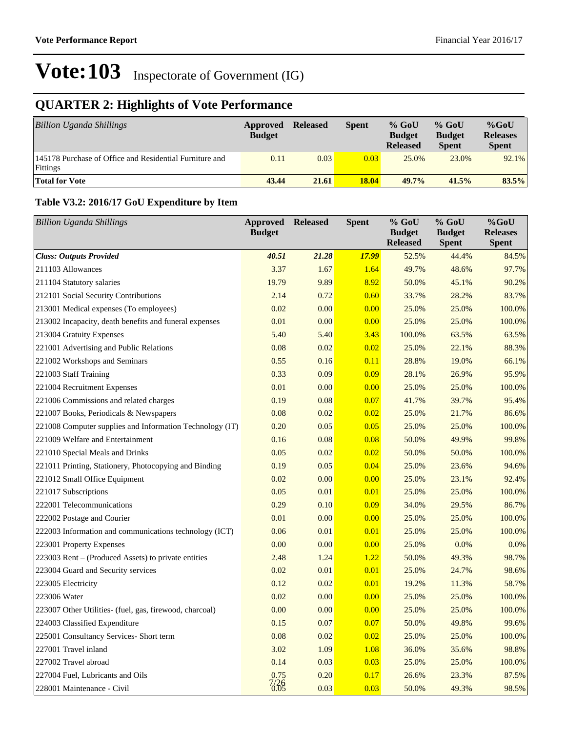# Vote:103 Inspectorate of Government (IG)

## QUARTER 2: Highlights of Vote Performance

| *Billion Uganda Shillings* | Approved Budget | Released | Spent | % GoU Budget Released | % GoU Budget Spent | %GoU Releases Spent |
|---|---|---|---|---|---|---|
| 145178 Purchase of Office and Residential Furniture and Fittings | 0.11 | 0.03 | 0.03 | 25.0% | 23.0% | 92.1% |
| **Total for Vote** | **43.44** | **21.61** | **18.04** | **49.7%** | **41.5%** | **83.5%** |

### Table V3.2: 2016/17 GoU Expenditure by Item

| *Billion Uganda Shillings* | Approved Budget | Released | Spent | % GoU Budget Released | % GoU Budget Spent | %GoU Releases Spent |
|---|---|---|---|---|---|---|
| ***Class: Outputs Provided*** | ***40.51*** | ***21.28*** | ***17.99*** | 52.5% | 44.4% | 84.5% |
| 211103 Allowances | 3.37 | 1.67 | 1.64 | 49.7% | 48.6% | 97.7% |
| 211104 Statutory salaries | 19.79 | 9.89 | 8.92 | 50.0% | 45.1% | 90.2% |
| 212101 Social Security Contributions | 2.14 | 0.72 | 0.60 | 33.7% | 28.2% | 83.7% |
| 213001 Medical expenses (To employees) | 0.02 | 0.00 | 0.00 | 25.0% | 25.0% | 100.0% |
| 213002 Incapacity, death benefits and funeral expenses | 0.01 | 0.00 | 0.00 | 25.0% | 25.0% | 100.0% |
| 213004 Gratuity Expenses | 5.40 | 5.40 | 3.43 | 100.0% | 63.5% | 63.5% |
| 221001 Advertising and Public Relations | 0.08 | 0.02 | 0.02 | 25.0% | 22.1% | 88.3% |
| 221002 Workshops and Seminars | 0.55 | 0.16 | 0.11 | 28.8% | 19.0% | 66.1% |
| 221003 Staff Training | 0.33 | 0.09 | 0.09 | 28.1% | 26.9% | 95.9% |
| 221004 Recruitment Expenses | 0.01 | 0.00 | 0.00 | 25.0% | 25.0% | 100.0% |
| 221006 Commissions and related charges | 0.19 | 0.08 | 0.07 | 41.7% | 39.7% | 95.4% |
| 221007 Books, Periodicals & Newspapers | 0.08 | 0.02 | 0.02 | 25.0% | 21.7% | 86.6% |
| 221008 Computer supplies and Information Technology (IT) | 0.20 | 0.05 | 0.05 | 25.0% | 25.0% | 100.0% |
| 221009 Welfare and Entertainment | 0.16 | 0.08 | 0.08 | 50.0% | 49.9% | 99.8% |
| 221010 Special Meals and Drinks | 0.05 | 0.02 | 0.02 | 50.0% | 50.0% | 100.0% |
| 221011 Printing, Stationery, Photocopying and Binding | 0.19 | 0.05 | 0.04 | 25.0% | 23.6% | 94.6% |
| 221012 Small Office Equipment | 0.02 | 0.00 | 0.00 | 25.0% | 23.1% | 92.4% |
| 221017 Subscriptions | 0.05 | 0.01 | 0.01 | 25.0% | 25.0% | 100.0% |
| 222001 Telecommunications | 0.29 | 0.10 | 0.09 | 34.0% | 29.5% | 86.7% |
| 222002 Postage and Courier | 0.01 | 0.00 | 0.00 | 25.0% | 25.0% | 100.0% |
| 222003 Information and communications technology (ICT) | 0.06 | 0.01 | 0.01 | 25.0% | 25.0% | 100.0% |
| 223001 Property Expenses | 0.00 | 0.00 | 0.00 | 25.0% | 0.0% | 0.0% |
| 223003 Rent – (Produced Assets) to private entities | 2.48 | 1.24 | 1.22 | 50.0% | 49.3% | 98.7% |
| 223004 Guard and Security services | 0.02 | 0.01 | 0.01 | 25.0% | 24.7% | 98.6% |
| 223005 Electricity | 0.12 | 0.02 | 0.01 | 19.2% | 11.3% | 58.7% |
| 223006 Water | 0.02 | 0.00 | 0.00 | 25.0% | 25.0% | 100.0% |
| 223007 Other Utilities- (fuel, gas, firewood, charcoal) | 0.00 | 0.00 | 0.00 | 25.0% | 25.0% | 100.0% |
| 224003 Classified Expenditure | 0.15 | 0.07 | 0.07 | 50.0% | 49.8% | 99.6% |
| 225001 Consultancy Services- Short term | 0.08 | 0.02 | 0.02 | 25.0% | 25.0% | 100.0% |
| 227001 Travel inland | 3.02 | 1.09 | 1.08 | 36.0% | 35.6% | 98.8% |
| 227002 Travel abroad | 0.14 | 0.03 | 0.03 | 25.0% | 25.0% | 100.0% |
| 227004 Fuel, Lubricants and Oils | 0.75 | 0.20 | 0.17 | 26.6% | 23.3% | 87.5% |
| 228001 Maintenance - Civil | 0.05 | 0.03 | 0.03 | 50.0% | 49.3% | 98.5% |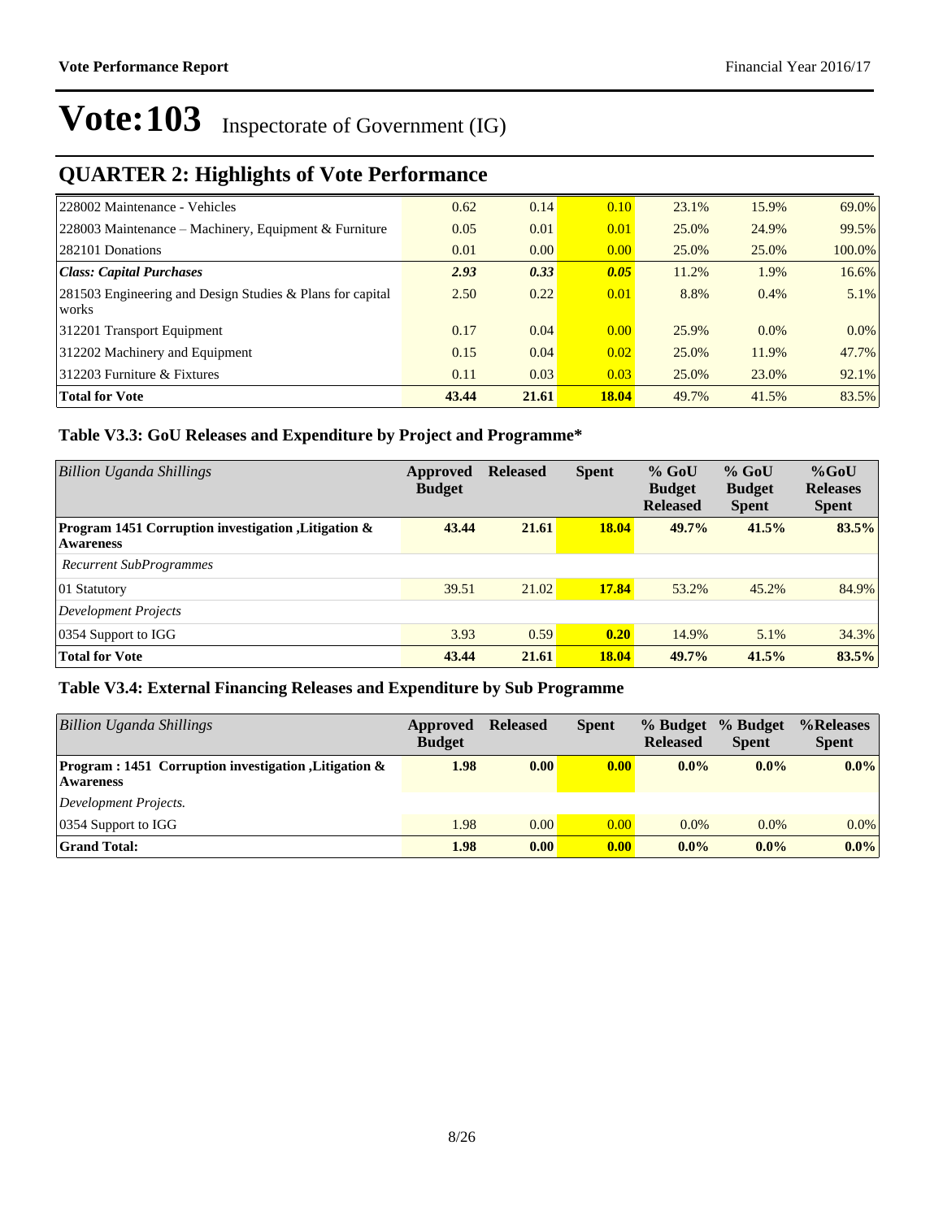# Vote:103 Inspectorate of Government (IG)

## QUARTER 2: Highlights of Vote Performance

| | | | | | | |
|---|---|---|---|---|---|---|
| 228002 Maintenance - Vehicles | 0.62 | 0.14 | 0.10 | 23.1% | 15.9% | 69.0% |
| 228003 Maintenance – Machinery, Equipment & Furniture | 0.05 | 0.01 | 0.01 | 25.0% | 24.9% | 99.5% |
| 282101 Donations | 0.01 | 0.00 | 0.00 | 25.0% | 25.0% | 100.0% |
| ***Class: Capital Purchases*** | ***2.93*** | ***0.33*** | ***0.05*** | 11.2% | 1.9% | 16.6% |
| 281503 Engineering and Design Studies & Plans for capital works | 2.50 | 0.22 | 0.01 | 8.8% | 0.4% | 5.1% |
| 312201 Transport Equipment | 0.17 | 0.04 | 0.00 | 25.9% | 0.0% | 0.0% |
| 312202 Machinery and Equipment | 0.15 | 0.04 | 0.02 | 25.0% | 11.9% | 47.7% |
| 312203 Furniture & Fixtures | 0.11 | 0.03 | 0.03 | 25.0% | 23.0% | 92.1% |
| **Total for Vote** | **43.44** | **21.61** | **18.04** | 49.7% | 41.5% | 83.5% |

### Table V3.3: GoU Releases and Expenditure by Project and Programme*

| *Billion Uganda Shillings* | Approved Budget | Released | Spent | % GoU Budget Released | % GoU Budget Spent | %GoU Releases Spent |
|---|---|---|---|---|---|---|
| **Program 1451 Corruption investigation ,Litigation & Awareness** | **43.44** | **21.61** | **18.04** | **49.7%** | **41.5%** | **83.5%** |
| *Recurrent SubProgrammes* | | | | | | |
| 01 Statutory | 39.51 | 21.02 | **17.84** | 53.2% | 45.2% | 84.9% |
| *Development Projects* | | | | | | |
| 0354 Support to IGG | 3.93 | 0.59 | **0.20** | 14.9% | 5.1% | 34.3% |
| **Total for Vote** | **43.44** | **21.61** | **18.04** | **49.7%** | **41.5%** | **83.5%** |

### Table V3.4: External Financing Releases and Expenditure by Sub Programme

| *Billion Uganda Shillings* | Approved Budget | Released | Spent | % Budget Released | % Budget Spent | %Releases Spent |
|---|---|---|---|---|---|---|
| **Program : 1451 Corruption investigation ,Litigation & Awareness** | **1.98** | **0.00** | **0.00** | **0.0%** | **0.0%** | **0.0%** |
| *Development Projects.* | | | | | | |
| 0354 Support to IGG | 1.98 | 0.00 | 0.00 | 0.0% | 0.0% | 0.0% |
| **Grand Total:** | **1.98** | **0.00** | **0.00** | **0.0%** | **0.0%** | **0.0%** |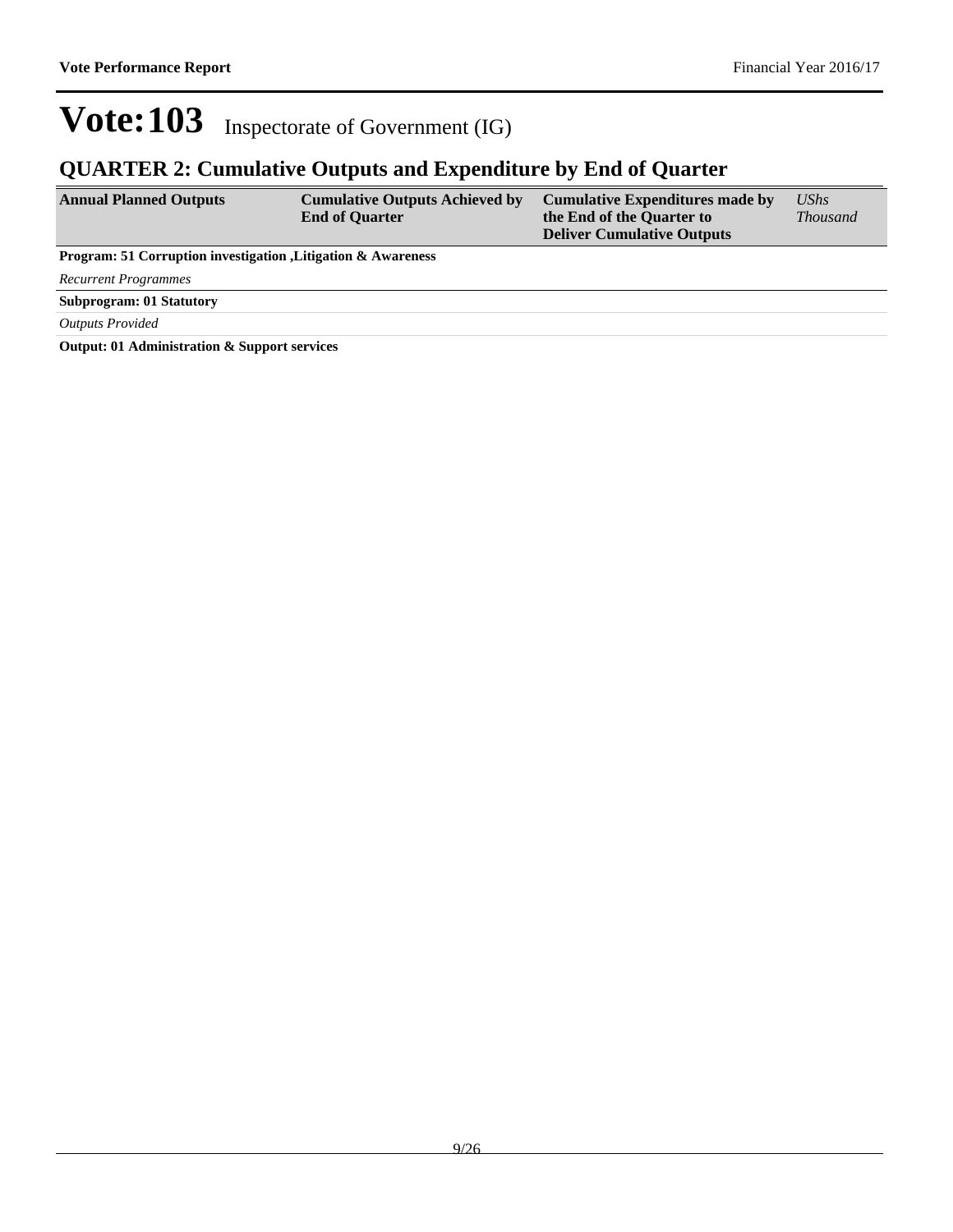# Vote:103 Inspectorate of Government (IG)

## QUARTER 2: Cumulative Outputs and Expenditure by End of Quarter

| Annual Planned Outputs | Cumulative Outputs Achieved by End of Quarter | Cumulative Expenditures made by the End of the Quarter to Deliver Cumulative Outputs | *UShs Thousand* |
|---|---|---|---|
| **Program: 51 Corruption investigation ,Litigation & Awareness** | | | |
| *Recurrent Programmes* | | | |
| **Subprogram: 01 Statutory** | | | |
| *Outputs Provided* | | | |
| **Output: 01 Administration & Support services** | | | |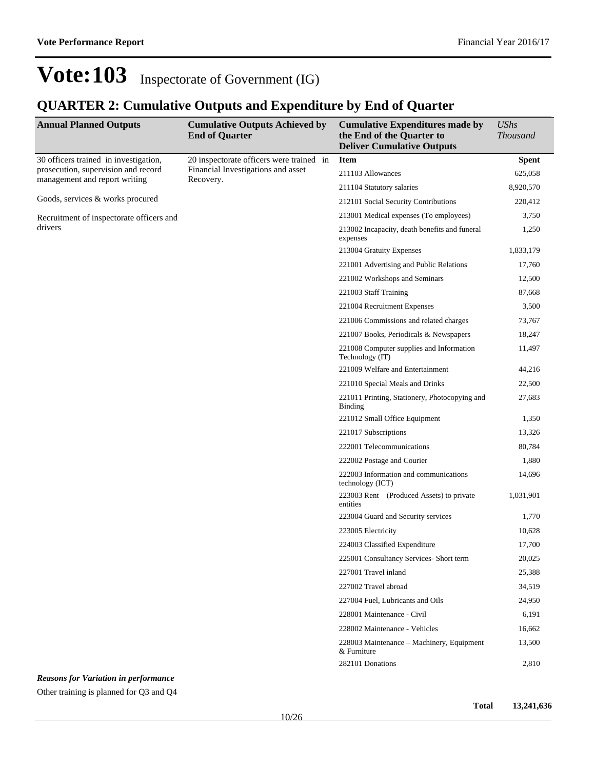# Vote:103 Inspectorate of Government (IG)

## QUARTER 2: Cumulative Outputs and Expenditure by End of Quarter

| Annual Planned Outputs | Cumulative Outputs Achieved by End of Quarter | Cumulative Expenditures made by the End of the Quarter to Deliver Cumulative Outputs | *UShs Thousand* |
|---|---|---|---|
| 30 officers trained in investigation, prosecution, supervision and record management and report writing<br><br>Goods, services & works procured<br><br>Recruitment of inspectorate officers and drivers | 20 inspectorate officers were trained in Financial Investigations and asset Recovery. | **Item** | **Spent** |
| | | 211103 Allowances | 625,058 |
| | | 211104 Statutory salaries | 8,920,570 |
| | | 212101 Social Security Contributions | 220,412 |
| | | 213001 Medical expenses (To employees) | 3,750 |
| | | 213002 Incapacity, death benefits and funeral expenses | 1,250 |
| | | 213004 Gratuity Expenses | 1,833,179 |
| | | 221001 Advertising and Public Relations | 17,760 |
| | | 221002 Workshops and Seminars | 12,500 |
| | | 221003 Staff Training | 87,668 |
| | | 221004 Recruitment Expenses | 3,500 |
| | | 221006 Commissions and related charges | 73,767 |
| | | 221007 Books, Periodicals & Newspapers | 18,247 |
| | | 221008 Computer supplies and Information Technology (IT) | 11,497 |
| | | 221009 Welfare and Entertainment | 44,216 |
| | | 221010 Special Meals and Drinks | 22,500 |
| | | 221011 Printing, Stationery, Photocopying and Binding | 27,683 |
| | | 221012 Small Office Equipment | 1,350 |
| | | 221017 Subscriptions | 13,326 |
| | | 222001 Telecommunications | 80,784 |
| | | 222002 Postage and Courier | 1,880 |
| | | 222003 Information and communications technology (ICT) | 14,696 |
| | | 223003 Rent – (Produced Assets) to private entities | 1,031,901 |
| | | 223004 Guard and Security services | 1,770 |
| | | 223005 Electricity | 10,628 |
| | | 224003 Classified Expenditure | 17,700 |
| | | 225001 Consultancy Services- Short term | 20,025 |
| | | 227001 Travel inland | 25,388 |
| | | 227002 Travel abroad | 34,519 |
| | | 227004 Fuel, Lubricants and Oils | 24,950 |
| | | 228001 Maintenance - Civil | 6,191 |
| | | 228002 Maintenance - Vehicles | 16,662 |
| | | 228003 Maintenance – Machinery, Equipment & Furniture | 13,500 |
| | | 282101 Donations | 2,810 |
| | | **Total** | **13,241,636** |

***Reasons for Variation in performance***

Other training is planned for Q3 and Q4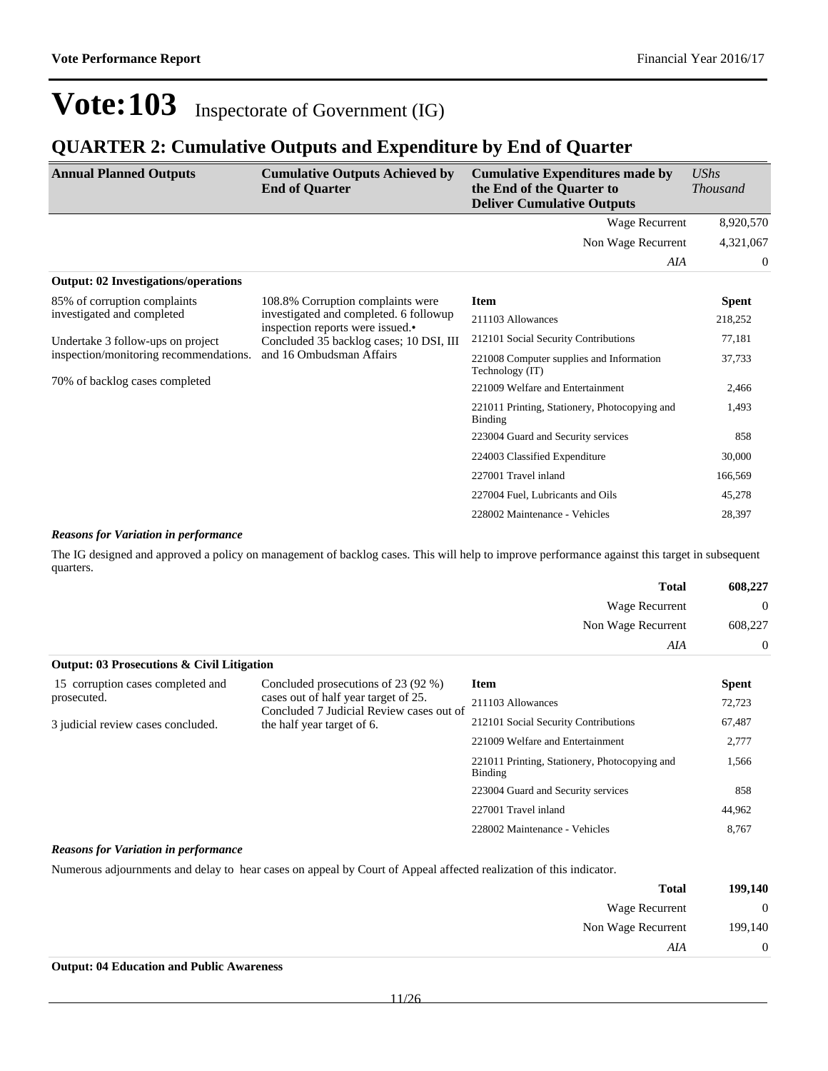# Vote:103 Inspectorate of Government (IG)

## QUARTER 2: Cumulative Outputs and Expenditure by End of Quarter

| Annual Planned Outputs | Cumulative Outputs Achieved by End of Quarter | Cumulative Expenditures made by the End of the Quarter to Deliver Cumulative Outputs | *UShs Thousand* |
|---|---|---|---|
| | | Wage Recurrent | 8,920,570 |
| | | Non Wage Recurrent | 4,321,067 |
| | | *AIA* | 0 |

**Output: 02 Investigations/operations**

| Annual Planned Outputs | Cumulative Outputs Achieved by End of Quarter | Item | Spent |
|---|---|---|---|
| 85% of corruption complaints investigated and completed<br><br>Undertake 3 follow-ups on project inspection/monitoring recommendations.<br><br>70% of backlog cases completed | 108.8% Corruption complaints were investigated and completed. 6 followup inspection reports were issued.• Concluded 35 backlog cases; 10 DSI, III and 16 Ombudsman Affairs | 211103 Allowances | 218,252 |
| | | 212101 Social Security Contributions | 77,181 |
| | | 221008 Computer supplies and Information Technology (IT) | 37,733 |
| | | 221009 Welfare and Entertainment | 2,466 |
| | | 221011 Printing, Stationery, Photocopying and Binding | 1,493 |
| | | 223004 Guard and Security services | 858 |
| | | 224003 Classified Expenditure | 30,000 |
| | | 227001 Travel inland | 166,569 |
| | | 227004 Fuel, Lubricants and Oils | 45,278 |
| | | 228002 Maintenance - Vehicles | 28,397 |

***Reasons for Variation in performance***

The IG designed and approved a policy on management of backlog cases. This will help to improve performance against this target in subsequent quarters.

| | |
|---|---|
| **Total** | **608,227** |
| Wage Recurrent | 0 |
| Non Wage Recurrent | 608,227 |
| *AIA* | 0 |

**Output: 03 Prosecutions & Civil Litigation**

| Annual Planned Outputs | Cumulative Outputs Achieved by End of Quarter | Item | Spent |
|---|---|---|---|
| 15 corruption cases completed and prosecuted.<br><br>3 judicial review cases concluded. | Concluded prosecutions of 23 (92 %) cases out of half year target of 25. Concluded 7 Judicial Review cases out of the half year target of 6. | 211103 Allowances | 72,723 |
| | | 212101 Social Security Contributions | 67,487 |
| | | 221009 Welfare and Entertainment | 2,777 |
| | | 221011 Printing, Stationery, Photocopying and Binding | 1,566 |
| | | 223004 Guard and Security services | 858 |
| | | 227001 Travel inland | 44,962 |
| | | 228002 Maintenance - Vehicles | 8,767 |

***Reasons for Variation in performance***

Numerous adjournments and delay to hear cases on appeal by Court of Appeal affected realization of this indicator.

| | |
|---|---|
| **Total** | **199,140** |
| Wage Recurrent | 0 |
| Non Wage Recurrent | 199,140 |
| *AIA* | 0 |

**Output: 04 Education and Public Awareness**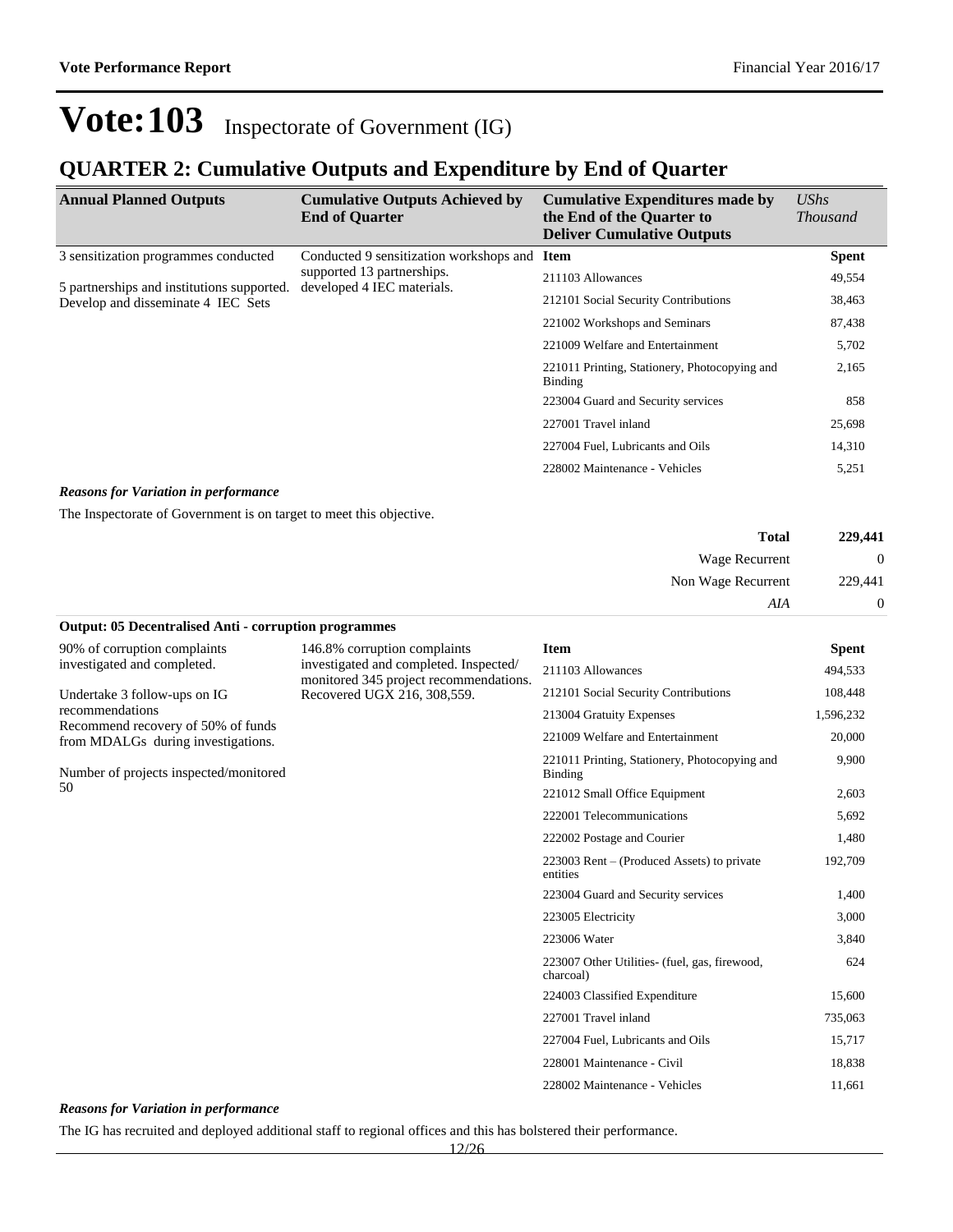# Vote:103 Inspectorate of Government (IG)

## QUARTER 2: Cumulative Outputs and Expenditure by End of Quarter

| Annual Planned Outputs | Cumulative Outputs Achieved by End of Quarter | Cumulative Expenditures made by the End of the Quarter to Deliver Cumulative Outputs | *UShs Thousand* |
|---|---|---|---|
| 3 sensitization programmes conducted<br><br>5 partnerships and institutions supported. Develop and disseminate 4 IEC Sets | Conducted 9 sensitization workshops and supported 13 partnerships. developed 4 IEC materials. | **Item** | **Spent** |
| | | 211103 Allowances | 49,554 |
| | | 212101 Social Security Contributions | 38,463 |
| | | 221002 Workshops and Seminars | 87,438 |
| | | 221009 Welfare and Entertainment | 5,702 |
| | | 221011 Printing, Stationery, Photocopying and Binding | 2,165 |
| | | 223004 Guard and Security services | 858 |
| | | 227001 Travel inland | 25,698 |
| | | 227004 Fuel, Lubricants and Oils | 14,310 |
| | | 228002 Maintenance - Vehicles | 5,251 |

***Reasons for Variation in performance***

The Inspectorate of Government is on target to meet this objective.

| | |
|---|---|
| **Total** | **229,441** |
| Wage Recurrent | 0 |
| Non Wage Recurrent | 229,441 |
| *AIA* | 0 |

**Output: 05 Decentralised Anti - corruption programmes**

| Annual Planned Outputs | Cumulative Outputs Achieved by End of Quarter | Item | Spent |
|---|---|---|---|
| 90% of corruption complaints investigated and completed.<br><br>Undertake 3 follow-ups on IG recommendations<br>Recommend recovery of 50% of funds from MDALGs during investigations.<br><br>Number of projects inspected/monitored 50 | 146.8% corruption complaints investigated and completed. Inspected/ monitored 345 project recommendations. Recovered UGX 216, 308,559. | 211103 Allowances | 494,533 |
| | | 212101 Social Security Contributions | 108,448 |
| | | 213004 Gratuity Expenses | 1,596,232 |
| | | 221009 Welfare and Entertainment | 20,000 |
| | | 221011 Printing, Stationery, Photocopying and Binding | 9,900 |
| | | 221012 Small Office Equipment | 2,603 |
| | | 222001 Telecommunications | 5,692 |
| | | 222002 Postage and Courier | 1,480 |
| | | 223003 Rent – (Produced Assets) to private entities | 192,709 |
| | | 223004 Guard and Security services | 1,400 |
| | | 223005 Electricity | 3,000 |
| | | 223006 Water | 3,840 |
| | | 223007 Other Utilities- (fuel, gas, firewood, charcoal) | 624 |
| | | 224003 Classified Expenditure | 15,600 |
| | | 227001 Travel inland | 735,063 |
| | | 227004 Fuel, Lubricants and Oils | 15,717 |
| | | 228001 Maintenance - Civil | 18,838 |
| | | 228002 Maintenance - Vehicles | 11,661 |

***Reasons for Variation in performance***

The IG has recruited and deployed additional staff to regional offices and this has bolstered their performance.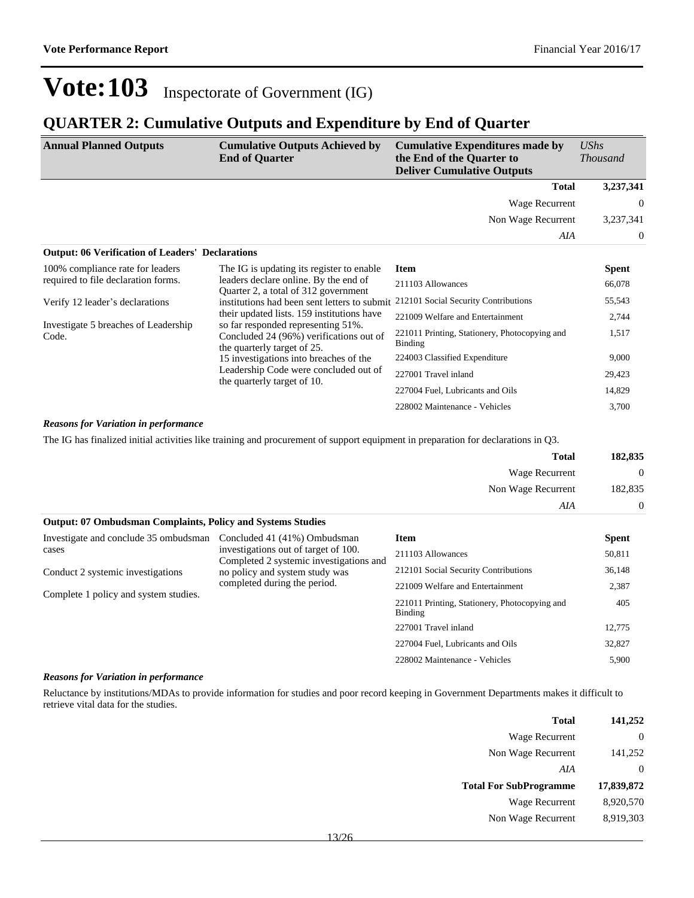# Vote:103 Inspectorate of Government (IG)

## QUARTER 2: Cumulative Outputs and Expenditure by End of Quarter

| Annual Planned Outputs | Cumulative Outputs Achieved by End of Quarter | Cumulative Expenditures made by the End of the Quarter to Deliver Cumulative Outputs | *UShs Thousand* |
|---|---|---|---|
| | | **Total** | **3,237,341** |
| | | Wage Recurrent | 0 |
| | | Non Wage Recurrent | 3,237,341 |
| | | *AIA* | 0 |

**Output: 06 Verification of Leaders' Declarations**

| Annual Planned Outputs | Cumulative Outputs Achieved by End of Quarter | Item | Spent |
|---|---|---|---|
| 100% compliance rate for leaders required to file declaration forms.<br><br>Verify 12 leader's declarations<br><br>Investigate 5 breaches of Leadership Code. | The IG is updating its register to enable leaders declare online. By the end of Quarter 2, a total of 312 government institutions had been sent letters to submit their updated lists. 159 institutions have so far responded representing 51%.<br>Concluded 24 (96%) verifications out of the quarterly target of 25.<br>15 investigations into breaches of the Leadership Code were concluded out of the quarterly target of 10. | 211103 Allowances | 66,078 |
| | | 212101 Social Security Contributions | 55,543 |
| | | 221009 Welfare and Entertainment | 2,744 |
| | | 221011 Printing, Stationery, Photocopying and Binding | 1,517 |
| | | 224003 Classified Expenditure | 9,000 |
| | | 227001 Travel inland | 29,423 |
| | | 227004 Fuel, Lubricants and Oils | 14,829 |
| | | 228002 Maintenance - Vehicles | 3,700 |

***Reasons for Variation in performance***

The IG has finalized initial activities like training and procurement of support equipment in preparation for declarations in Q3.

| | |
|---|---|
| **Total** | **182,835** |
| Wage Recurrent | 0 |
| Non Wage Recurrent | 182,835 |
| *AIA* | 0 |

**Output: 07 Ombudsman Complaints, Policy and Systems Studies**

| Annual Planned Outputs | Cumulative Outputs Achieved by End of Quarter | Item | Spent |
|---|---|---|---|
| Investigate and conclude 35 ombudsman cases<br><br>Conduct 2 systemic investigations<br><br>Complete 1 policy and system studies. | Concluded 41 (41%) Ombudsman investigations out of target of 100.<br>Completed 2 systemic investigations and no policy and system study was completed during the period. | 211103 Allowances | 50,811 |
| | | 212101 Social Security Contributions | 36,148 |
| | | 221009 Welfare and Entertainment | 2,387 |
| | | 221011 Printing, Stationery, Photocopying and Binding | 405 |
| | | 227001 Travel inland | 12,775 |
| | | 227004 Fuel, Lubricants and Oils | 32,827 |
| | | 228002 Maintenance - Vehicles | 5,900 |

***Reasons for Variation in performance***

Reluctance by institutions/MDAs to provide information for studies and poor record keeping in Government Departments makes it difficult to retrieve vital data for the studies.

| | |
|---|---|
| **Total** | **141,252** |
| Wage Recurrent | 0 |
| Non Wage Recurrent | 141,252 |
| *AIA* | 0 |
| **Total For SubProgramme** | **17,839,872** |
| Wage Recurrent | 8,920,570 |
| Non Wage Recurrent | 8,919,303 |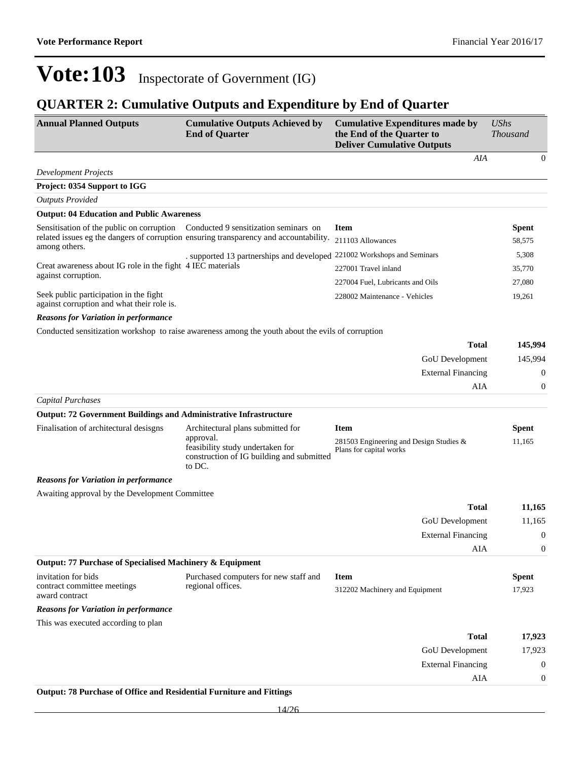# Vote:103 Inspectorate of Government (IG)

## QUARTER 2: Cumulative Outputs and Expenditure by End of Quarter

| Annual Planned Outputs | Cumulative Outputs Achieved by End of Quarter | Cumulative Expenditures made by the End of the Quarter to Deliver Cumulative Outputs | *UShs Thousand* |
|---|---|---|---|
| | | *AIA* | 0 |

*Development Projects*

**Project: 0354 Support to IGG**

*Outputs Provided*

**Output: 04 Education and Public Awareness**

| Annual Planned Outputs | Cumulative Outputs Achieved by End of Quarter | Item | Spent |
|---|---|---|---|
| Sensitisation of the public on corruption related issues eg the dangers of corruption among others.<br><br>Creat awareness about IG role in the fight against corruption.<br><br>Seek public participation in the fight against corruption and what their role is. | Conducted 9 sensitization seminars on ensuring transparency and accountability.<br><br>. supported 13 partnerships and developed 4 IEC materials | 211103 Allowances | 58,575 |
| | | 221002 Workshops and Seminars | 5,308 |
| | | 227001 Travel inland | 35,770 |
| | | 227004 Fuel, Lubricants and Oils | 27,080 |
| | | 228002 Maintenance - Vehicles | 19,261 |

***Reasons for Variation in performance***

Conducted sensitization workshop to raise awareness among the youth about the evils of corruption

| | |
|---|---|
| **Total** | **145,994** |
| GoU Development | 145,994 |
| External Financing | 0 |
| AIA | 0 |

*Capital Purchases*

**Output: 72 Government Buildings and Administrative Infrastructure**

| Annual Planned Outputs | Cumulative Outputs Achieved by End of Quarter | Item | Spent |
|---|---|---|---|
| Finalisation of architectural desisgns | Architectural plans submitted for approval.<br>feasibility study undertaken for construction of IG building and submitted to DC. | 281503 Engineering and Design Studies & Plans for capital works | 11,165 |

***Reasons for Variation in performance***

Awaiting approval by the Development Committee

| | |
|---|---|
| **Total** | **11,165** |
| GoU Development | 11,165 |
| External Financing | 0 |
| AIA | 0 |

**Output: 77 Purchase of Specialised Machinery & Equipment**

| Annual Planned Outputs | Cumulative Outputs Achieved by End of Quarter | Item | Spent |
|---|---|---|---|
| invitation for bids<br>contract committee meetings<br>award contract | Purchased computers for new staff and regional offices. | 312202 Machinery and Equipment | 17,923 |

***Reasons for Variation in performance***

This was executed according to plan

| | |
|---|---|
| **Total** | **17,923** |
| GoU Development | 17,923 |
| External Financing | 0 |
| AIA | 0 |

**Output: 78 Purchase of Office and Residential Furniture and Fittings**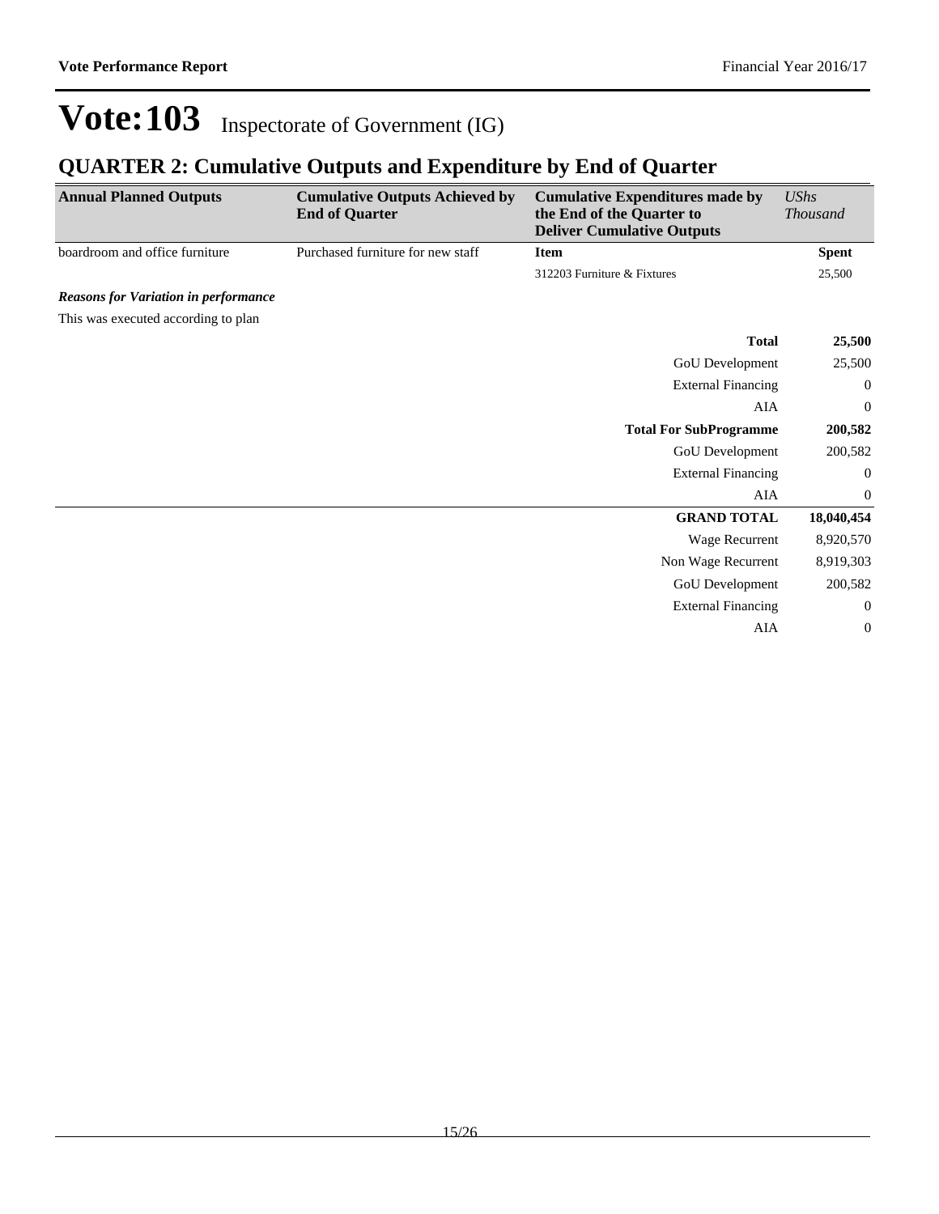# Vote:103 Inspectorate of Government (IG)

## QUARTER 2: Cumulative Outputs and Expenditure by End of Quarter

| Annual Planned Outputs | Cumulative Outputs Achieved by End of Quarter | Cumulative Expenditures made by the End of the Quarter to Deliver Cumulative Outputs | *UShs Thousand* |
|---|---|---|---|
| boardroom and office furniture | Purchased furniture for new staff | **Item** | **Spent** |
| | | 312203 Furniture & Fixtures | 25,500 |

***Reasons for Variation in performance***

This was executed according to plan

| | |
|---|---|
| **Total** | **25,500** |
| GoU Development | 25,500 |
| External Financing | 0 |
| AIA | 0 |
| **Total For SubProgramme** | **200,582** |
| GoU Development | 200,582 |
| External Financing | 0 |
| AIA | 0 |
| **GRAND TOTAL** | **18,040,454** |
| Wage Recurrent | 8,920,570 |
| Non Wage Recurrent | 8,919,303 |
| GoU Development | 200,582 |
| External Financing | 0 |
| AIA | 0 |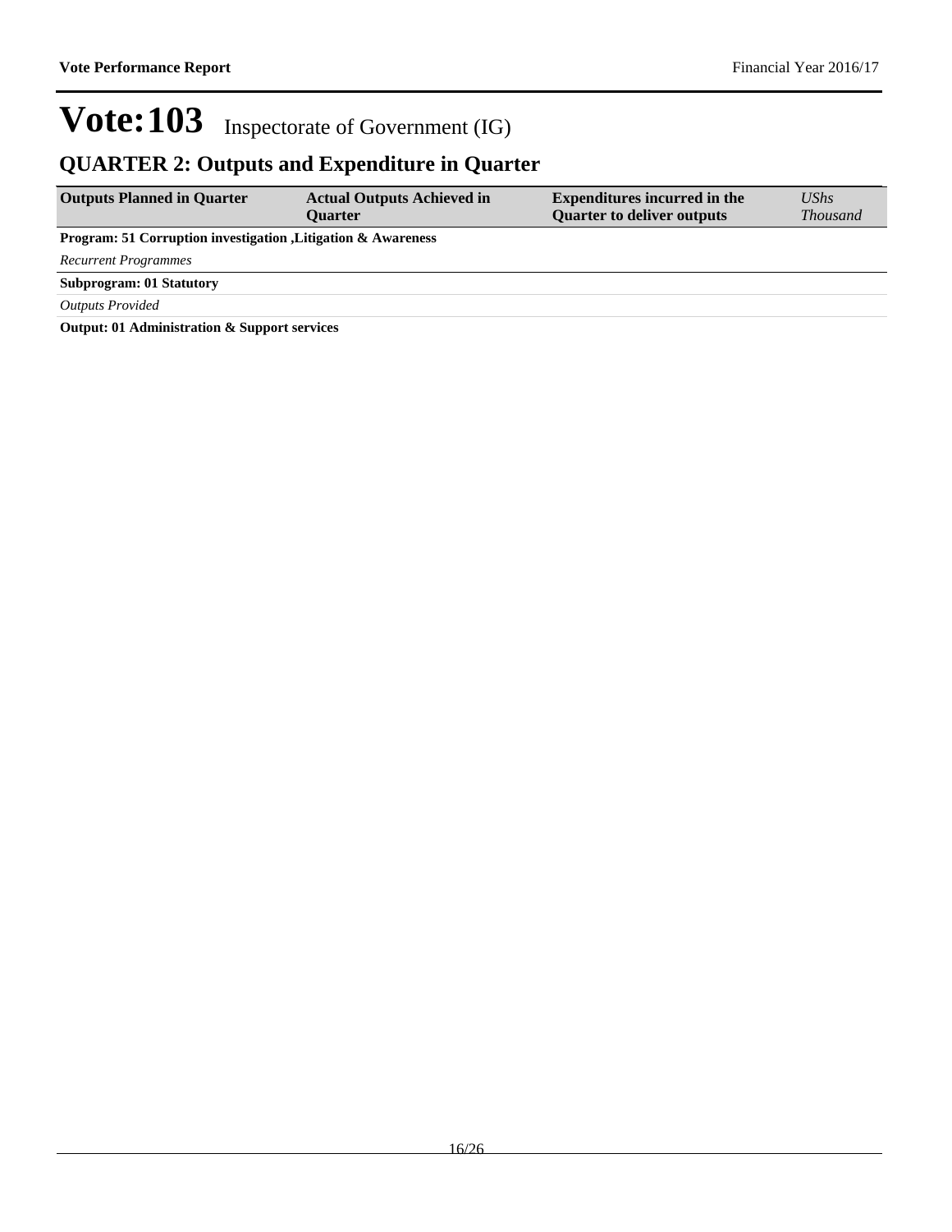# Vote:103 Inspectorate of Government (IG)

## QUARTER 2: Outputs and Expenditure in Quarter

| Outputs Planned in Quarter | Actual Outputs Achieved in Quarter | Expenditures incurred in the Quarter to deliver outputs | *UShs Thousand* |
|---|---|---|---|
| **Program: 51 Corruption investigation ,Litigation & Awareness** | | | |
| *Recurrent Programmes* | | | |
| **Subprogram: 01 Statutory** | | | |
| *Outputs Provided* | | | |
| **Output: 01 Administration & Support services** | | | |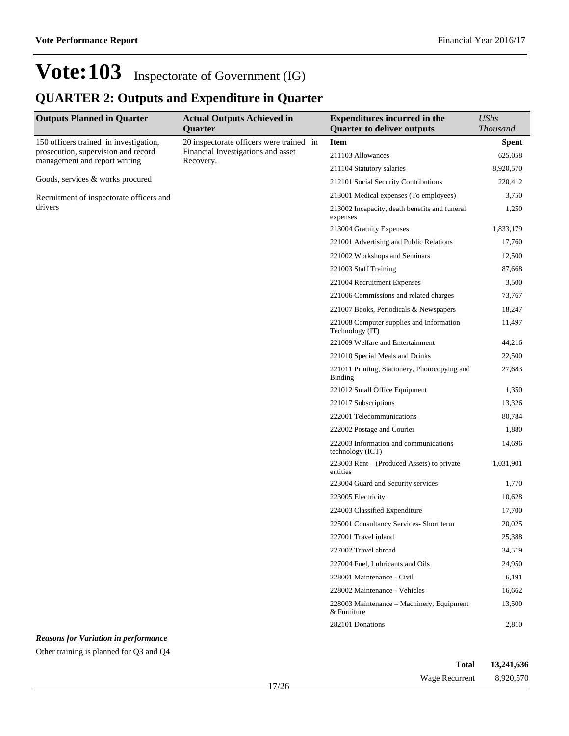# Vote:103 Inspectorate of Government (IG)

## QUARTER 2: Outputs and Expenditure in Quarter

| Outputs Planned in Quarter | Actual Outputs Achieved in Quarter | Expenditures incurred in the Quarter to deliver outputs | UShs Thousand |
|---|---|---|---|
| 150 officers trained in investigation, prosecution, supervision and record management and report writing<br><br>Goods, services & works procured<br><br>Recruitment of inspectorate officers and drivers | 20 inspectorate officers were trained in Financial Investigations and asset Recovery. | **Item** | **Spent** |
| | | 211103 Allowances | 625,058 |
| | | 211104 Statutory salaries | 8,920,570 |
| | | 212101 Social Security Contributions | 220,412 |
| | | 213001 Medical expenses (To employees) | 3,750 |
| | | 213002 Incapacity, death benefits and funeral expenses | 1,250 |
| | | 213004 Gratuity Expenses | 1,833,179 |
| | | 221001 Advertising and Public Relations | 17,760 |
| | | 221002 Workshops and Seminars | 12,500 |
| | | 221003 Staff Training | 87,668 |
| | | 221004 Recruitment Expenses | 3,500 |
| | | 221006 Commissions and related charges | 73,767 |
| | | 221007 Books, Periodicals & Newspapers | 18,247 |
| | | 221008 Computer supplies and Information Technology (IT) | 11,497 |
| | | 221009 Welfare and Entertainment | 44,216 |
| | | 221010 Special Meals and Drinks | 22,500 |
| | | 221011 Printing, Stationery, Photocopying and Binding | 27,683 |
| | | 221012 Small Office Equipment | 1,350 |
| | | 221017 Subscriptions | 13,326 |
| | | 222001 Telecommunications | 80,784 |
| | | 222002 Postage and Courier | 1,880 |
| | | 222003 Information and communications technology (ICT) | 14,696 |
| | | 223003 Rent – (Produced Assets) to private entities | 1,031,901 |
| | | 223004 Guard and Security services | 1,770 |
| | | 223005 Electricity | 10,628 |
| | | 224003 Classified Expenditure | 17,700 |
| | | 225001 Consultancy Services- Short term | 20,025 |
| | | 227001 Travel inland | 25,388 |
| | | 227002 Travel abroad | 34,519 |
| | | 227004 Fuel, Lubricants and Oils | 24,950 |
| | | 228001 Maintenance - Civil | 6,191 |
| | | 228002 Maintenance - Vehicles | 16,662 |
| | | 228003 Maintenance – Machinery, Equipment & Furniture | 13,500 |
| | | 282101 Donations | 2,810 |

***Reasons for Variation in performance***

Other training is planned for Q3 and Q4

| | |
|---|---|
| **Total** | **13,241,636** |
| Wage Recurrent | 8,920,570 |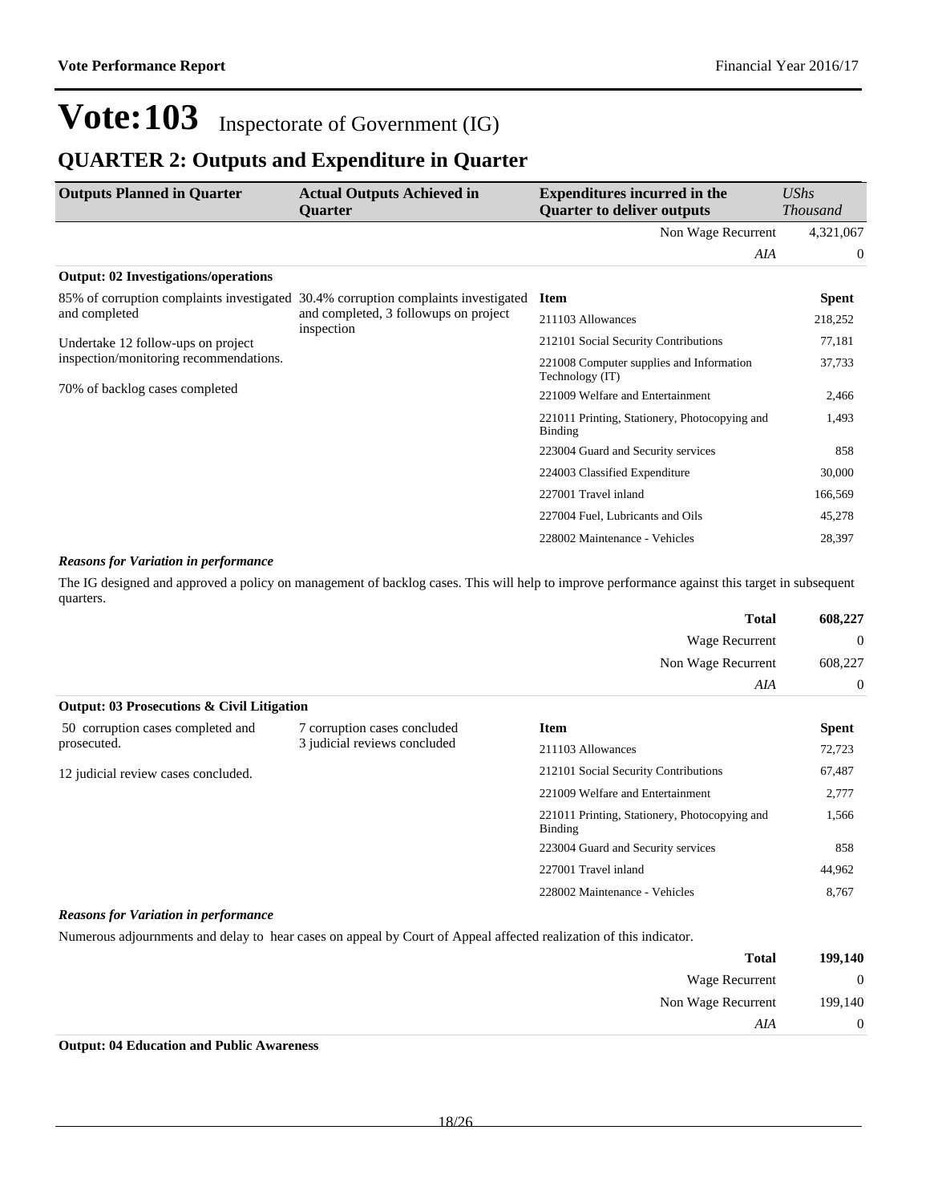# Vote:103 Inspectorate of Government (IG)

## QUARTER 2: Outputs and Expenditure in Quarter

| Outputs Planned in Quarter | Actual Outputs Achieved in Quarter | Expenditures incurred in the Quarter to deliver outputs | *UShs Thousand* |
|---|---|---|---|
| | | Non Wage Recurrent | 4,321,067 |
| | | *AIA* | 0 |

**Output: 02 Investigations/operations**

| Outputs Planned in Quarter | Actual Outputs Achieved in Quarter | Item | Spent |
|---|---|---|---|
| 85% of corruption complaints investigated and completed<br><br>Undertake 12 follow-ups on project inspection/monitoring recommendations.<br><br>70% of backlog cases completed | 30.4% corruption complaints investigated and completed, 3 followups on project inspection | 211103 Allowances | 218,252 |
| | | 212101 Social Security Contributions | 77,181 |
| | | 221008 Computer supplies and Information Technology (IT) | 37,733 |
| | | 221009 Welfare and Entertainment | 2,466 |
| | | 221011 Printing, Stationery, Photocopying and Binding | 1,493 |
| | | 223004 Guard and Security services | 858 |
| | | 224003 Classified Expenditure | 30,000 |
| | | 227001 Travel inland | 166,569 |
| | | 227004 Fuel, Lubricants and Oils | 45,278 |
| | | 228002 Maintenance - Vehicles | 28,397 |

***Reasons for Variation in performance***

The IG designed and approved a policy on management of backlog cases. This will help to improve performance against this target in subsequent quarters.

| | |
|---|---|
| **Total** | **608,227** |
| Wage Recurrent | 0 |
| Non Wage Recurrent | 608,227 |
| *AIA* | 0 |

**Output: 03 Prosecutions & Civil Litigation**

| Outputs Planned in Quarter | Actual Outputs Achieved in Quarter | Item | Spent |
|---|---|---|---|
| 50 corruption cases completed and prosecuted.<br><br>12 judicial review cases concluded. | 7 corruption cases concluded<br>3 judicial reviews concluded | 211103 Allowances | 72,723 |
| | | 212101 Social Security Contributions | 67,487 |
| | | 221009 Welfare and Entertainment | 2,777 |
| | | 221011 Printing, Stationery, Photocopying and Binding | 1,566 |
| | | 223004 Guard and Security services | 858 |
| | | 227001 Travel inland | 44,962 |
| | | 228002 Maintenance - Vehicles | 8,767 |

***Reasons for Variation in performance***

Numerous adjournments and delay to hear cases on appeal by Court of Appeal affected realization of this indicator.

| | |
|---|---|
| **Total** | **199,140** |
| Wage Recurrent | 0 |
| Non Wage Recurrent | 199,140 |
| *AIA* | 0 |

**Output: 04 Education and Public Awareness**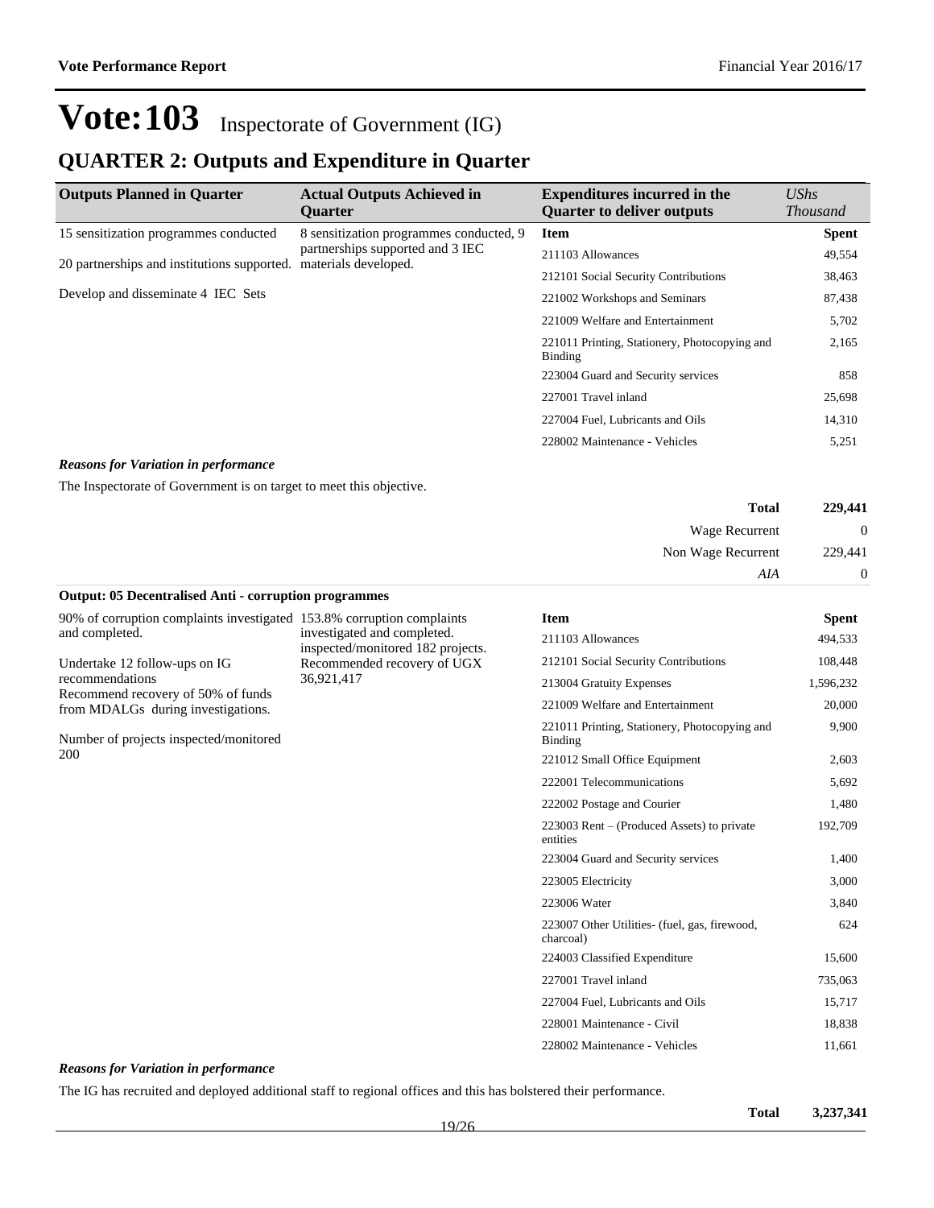# Vote:103 Inspectorate of Government (IG)

## QUARTER 2: Outputs and Expenditure in Quarter

| Outputs Planned in Quarter | Actual Outputs Achieved in Quarter | Expenditures incurred in the Quarter to deliver outputs | UShs Thousand |
|---|---|---|---|
| 15 sensitization programmes conducted<br><br>20 partnerships and institutions supported.<br><br>Develop and disseminate 4 IEC Sets | 8 sensitization programmes conducted, 9 partnerships supported and 3 IEC materials developed. | **Item** | **Spent** |
| | | 211103 Allowances | 49,554 |
| | | 212101 Social Security Contributions | 38,463 |
| | | 221002 Workshops and Seminars | 87,438 |
| | | 221009 Welfare and Entertainment | 5,702 |
| | | 221011 Printing, Stationery, Photocopying and Binding | 2,165 |
| | | 223004 Guard and Security services | 858 |
| | | 227001 Travel inland | 25,698 |
| | | 227004 Fuel, Lubricants and Oils | 14,310 |
| | | 228002 Maintenance - Vehicles | 5,251 |

***Reasons for Variation in performance***

The Inspectorate of Government is on target to meet this objective.

| | |
|---|---|
| **Total** | **229,441** |
| Wage Recurrent | 0 |
| Non Wage Recurrent | 229,441 |
| *AIA* | 0 |

**Output: 05 Decentralised Anti - corruption programmes**

| Outputs Planned in Quarter | Actual Outputs Achieved in Quarter | Item | Spent |
|---|---|---|---|
| 90% of corruption complaints investigated and completed.<br><br>Undertake 12 follow-ups on IG recommendations<br>Recommend recovery of 50% of funds from MDALGs during investigations.<br><br>Number of projects inspected/monitored 200 | 153.8% corruption complaints investigated and completed.<br>inspected/monitored 182 projects.<br>Recommended recovery of UGX 36,921,417 | 211103 Allowances | 494,533 |
| | | 212101 Social Security Contributions | 108,448 |
| | | 213004 Gratuity Expenses | 1,596,232 |
| | | 221009 Welfare and Entertainment | 20,000 |
| | | 221011 Printing, Stationery, Photocopying and Binding | 9,900 |
| | | 221012 Small Office Equipment | 2,603 |
| | | 222001 Telecommunications | 5,692 |
| | | 222002 Postage and Courier | 1,480 |
| | | 223003 Rent – (Produced Assets) to private entities | 192,709 |
| | | 223004 Guard and Security services | 1,400 |
| | | 223005 Electricity | 3,000 |
| | | 223006 Water | 3,840 |
| | | 223007 Other Utilities- (fuel, gas, firewood, charcoal) | 624 |
| | | 224003 Classified Expenditure | 15,600 |
| | | 227001 Travel inland | 735,063 |
| | | 227004 Fuel, Lubricants and Oils | 15,717 |
| | | 228001 Maintenance - Civil | 18,838 |
| | | 228002 Maintenance - Vehicles | 11,661 |

***Reasons for Variation in performance***

The IG has recruited and deployed additional staff to regional offices and this has bolstered their performance.

| | |
|---|---|
| **Total** | **3,237,341** |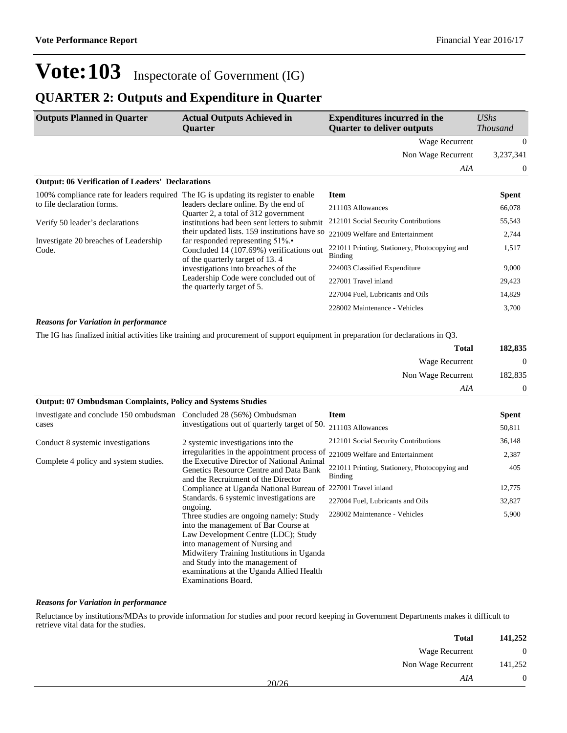# Vote:103 Inspectorate of Government (IG)

## QUARTER 2: Outputs and Expenditure in Quarter

| Outputs Planned in Quarter | Actual Outputs Achieved in Quarter | Expenditures incurred in the Quarter to deliver outputs | *UShs Thousand* |
|---|---|---|---|
| | | Wage Recurrent | 0 |
| | | Non Wage Recurrent | 3,237,341 |
| | | *AIA* | 0 |

**Output: 06 Verification of Leaders' Declarations**

| Outputs Planned in Quarter | Actual Outputs Achieved in Quarter | Item | Spent |
|---|---|---|---|
| 100% compliance rate for leaders required to file declaration forms.<br><br>Verify 50 leader's declarations<br><br>Investigate 20 breaches of Leadership Code. | The IG is updating its register to enable leaders declare online. By the end of Quarter 2, a total of 312 government institutions had been sent letters to submit their updated lists. 159 institutions have so far responded representing 51%.• Concluded 14 (107.69%) verifications out of the quarterly target of 13. 4 investigations into breaches of the Leadership Code were concluded out of the quarterly target of 5. | 211103 Allowances | 66,078 |
| | | 212101 Social Security Contributions | 55,543 |
| | | 221009 Welfare and Entertainment | 2,744 |
| | | 221011 Printing, Stationery, Photocopying and Binding | 1,517 |
| | | 224003 Classified Expenditure | 9,000 |
| | | 227001 Travel inland | 29,423 |
| | | 227004 Fuel, Lubricants and Oils | 14,829 |
| | | 228002 Maintenance - Vehicles | 3,700 |

***Reasons for Variation in performance***

The IG has finalized initial activities like training and procurement of support equipment in preparation for declarations in Q3.

| | |
|---|---|
| **Total** | **182,835** |
| Wage Recurrent | 0 |
| Non Wage Recurrent | 182,835 |
| *AIA* | 0 |

**Output: 07 Ombudsman Complaints, Policy and Systems Studies**

| Outputs Planned in Quarter | Actual Outputs Achieved in Quarter | Item | Spent |
|---|---|---|---|
| investigate and conclude 150 ombudsman cases<br><br>Conduct 8 systemic investigations<br><br>Complete 4 policy and system studies. | Concluded 28 (56%) Ombudsman investigations out of quarterly target of 50.<br><br>2 systemic investigations into the irregularities in the appointment process of the Executive Director of National Animal Genetics Resource Centre and Data Bank and the Recruitment of the Director Compliance at Uganda National Bureau of Standards. 6 systemic investigations are ongoing.<br>Three studies are ongoing namely: Study into the management of Bar Course at Law Development Centre (LDC); Study into management of Nursing and Midwifery Training Institutions in Uganda and Study into the management of examinations at the Uganda Allied Health Examinations Board. | 211103 Allowances | 50,811 |
| | | 212101 Social Security Contributions | 36,148 |
| | | 221009 Welfare and Entertainment | 2,387 |
| | | 221011 Printing, Stationery, Photocopying and Binding | 405 |
| | | 227001 Travel inland | 12,775 |
| | | 227004 Fuel, Lubricants and Oils | 32,827 |
| | | 228002 Maintenance - Vehicles | 5,900 |

***Reasons for Variation in performance***

Reluctance by institutions/MDAs to provide information for studies and poor record keeping in Government Departments makes it difficult to retrieve vital data for the studies.

| | |
|---|---|
| **Total** | **141,252** |
| Wage Recurrent | 0 |
| Non Wage Recurrent | 141,252 |
| *AIA* | 0 |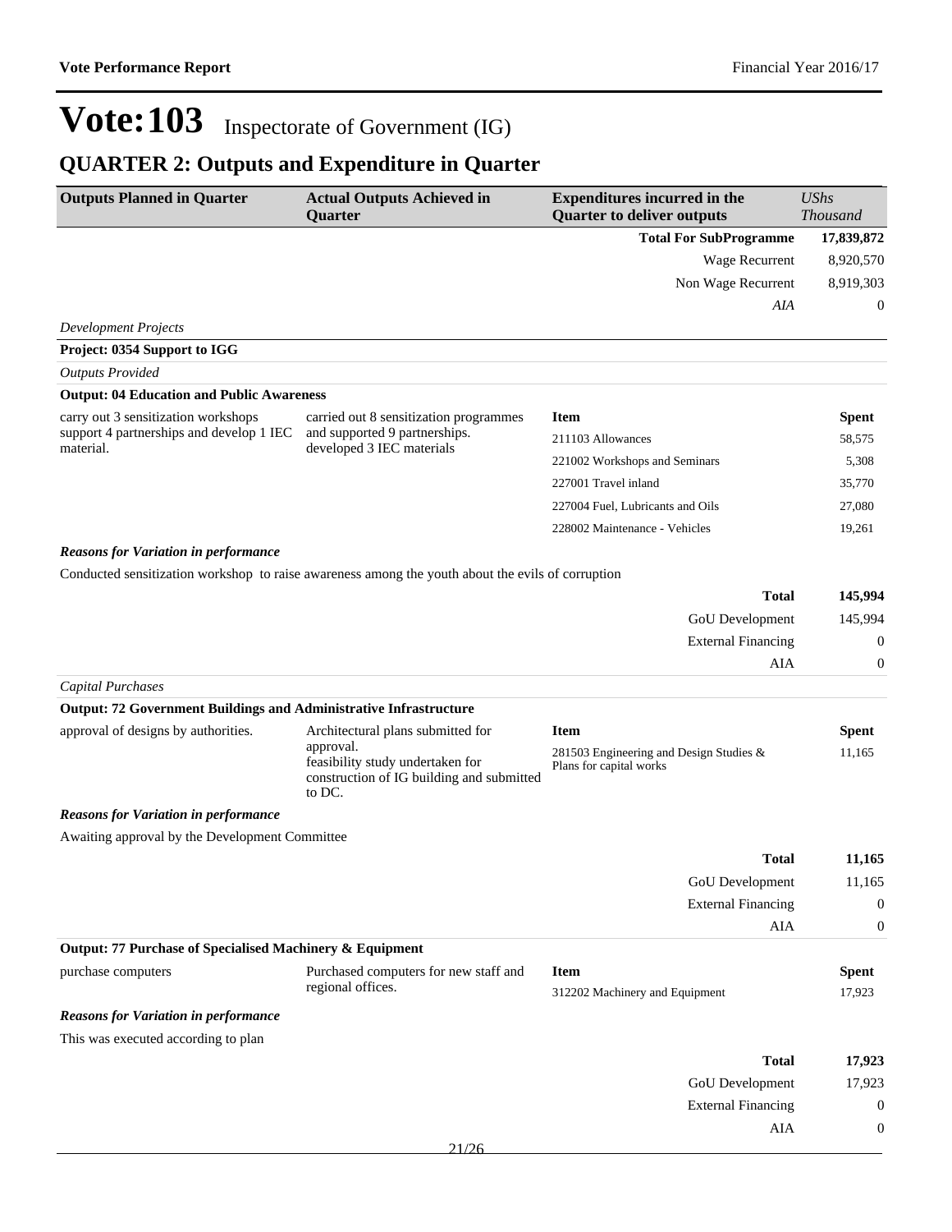# Vote:103 Inspectorate of Government (IG)

## QUARTER 2: Outputs and Expenditure in Quarter

| Outputs Planned in Quarter | Actual Outputs Achieved in Quarter | Expenditures incurred in the Quarter to deliver outputs | *UShs Thousand* |
|---|---|---|---|
| | | **Total For SubProgramme** | **17,839,872** |
| | | Wage Recurrent | 8,920,570 |
| | | Non Wage Recurrent | 8,919,303 |
| | | *AIA* | 0 |

*Development Projects*

**Project: 0354 Support to IGG**

*Outputs Provided*

**Output: 04 Education and Public Awareness**

| Outputs Planned in Quarter | Actual Outputs Achieved in Quarter | Item | Spent |
|---|---|---|---|
| carry out 3 sensitization workshops support 4 partnerships and develop 1 IEC material. | carried out 8 sensitization programmes and supported 9 partnerships. developed 3 IEC materials | 211103 Allowances | 58,575 |
| | | 221002 Workshops and Seminars | 5,308 |
| | | 227001 Travel inland | 35,770 |
| | | 227004 Fuel, Lubricants and Oils | 27,080 |
| | | 228002 Maintenance - Vehicles | 19,261 |

***Reasons for Variation in performance***

Conducted sensitization workshop to raise awareness among the youth about the evils of corruption

| | |
|---|---|
| **Total** | **145,994** |
| GoU Development | 145,994 |
| External Financing | 0 |
| AIA | 0 |

*Capital Purchases*

**Output: 72 Government Buildings and Administrative Infrastructure**

| Outputs Planned in Quarter | Actual Outputs Achieved in Quarter | Item | Spent |
|---|---|---|---|
| approval of designs by authorities. | Architectural plans submitted for approval. feasibility study undertaken for construction of IG building and submitted to DC. | 281503 Engineering and Design Studies & Plans for capital works | 11,165 |

***Reasons for Variation in performance***

Awaiting approval by the Development Committee

| | |
|---|---|
| **Total** | **11,165** |
| GoU Development | 11,165 |
| External Financing | 0 |
| AIA | 0 |

**Output: 77 Purchase of Specialised Machinery & Equipment**

| Outputs Planned in Quarter | Actual Outputs Achieved in Quarter | Item | Spent |
|---|---|---|---|
| purchase computers | Purchased computers for new staff and regional offices. | 312202 Machinery and Equipment | 17,923 |

***Reasons for Variation in performance***

This was executed according to plan

| | |
|---|---|
| **Total** | **17,923** |
| GoU Development | 17,923 |
| External Financing | 0 |
| AIA | 0 |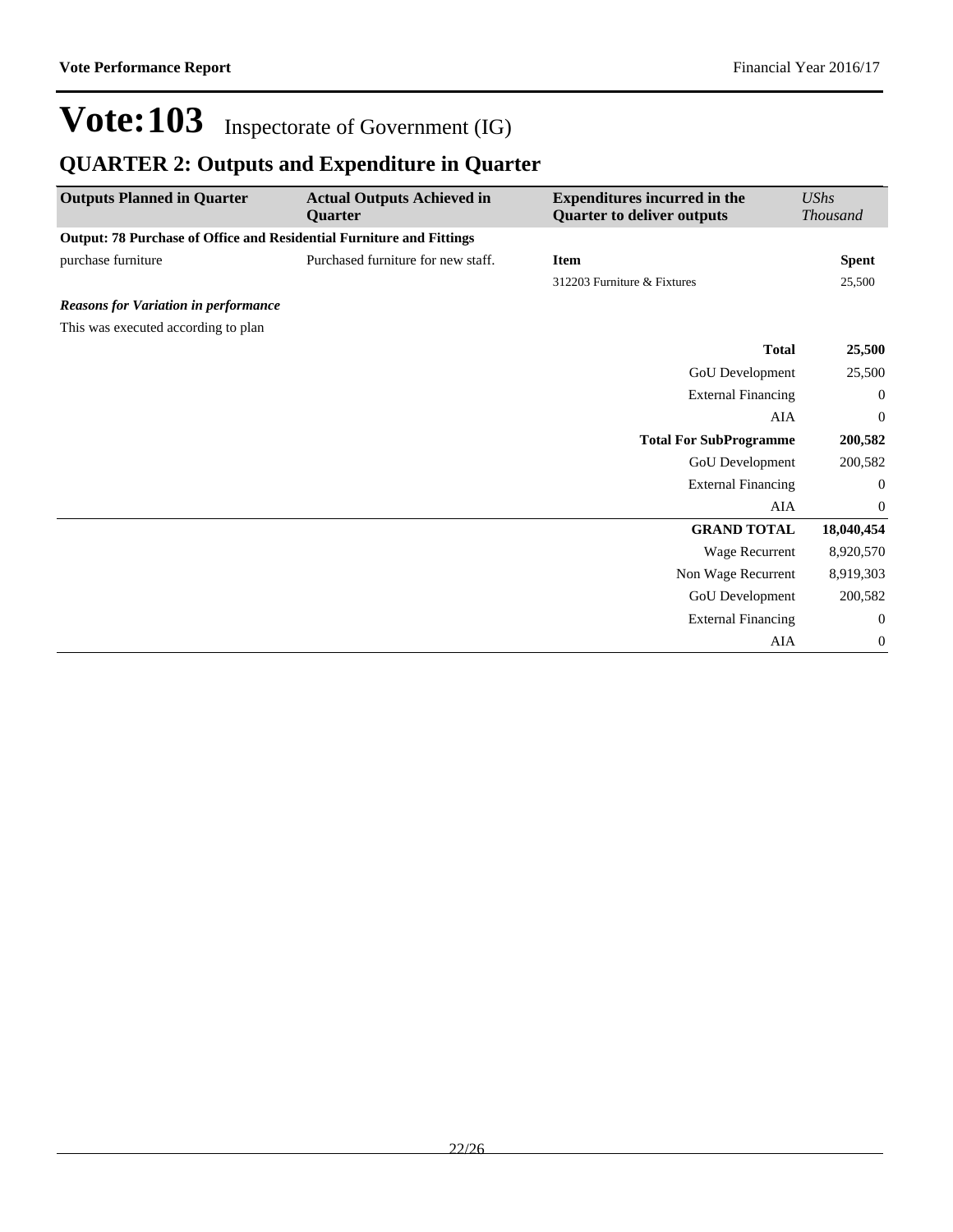# Vote:103 Inspectorate of Government (IG)

## QUARTER 2: Outputs and Expenditure in Quarter

| Outputs Planned in Quarter | Actual Outputs Achieved in Quarter | Expenditures incurred in the Quarter to deliver outputs | *UShs Thousand* |
|---|---|---|---|
| **Output: 78 Purchase of Office and Residential Furniture and Fittings** | | | |
| purchase furniture | Purchased furniture for new staff. | **Item** | **Spent** |
| | | 312203 Furniture & Fixtures | 25,500 |
| ***Reasons for Variation in performance*** | | | |
| This was executed according to plan | | | |
| | | **Total** | **25,500** |
| | | GoU Development | 25,500 |
| | | External Financing | 0 |
| | | AIA | 0 |
| | | **Total For SubProgramme** | **200,582** |
| | | GoU Development | 200,582 |
| | | External Financing | 0 |
| | | AIA | 0 |
| | | **GRAND TOTAL** | **18,040,454** |
| | | Wage Recurrent | 8,920,570 |
| | | Non Wage Recurrent | 8,919,303 |
| | | GoU Development | 200,582 |
| | | External Financing | 0 |
| | | AIA | 0 |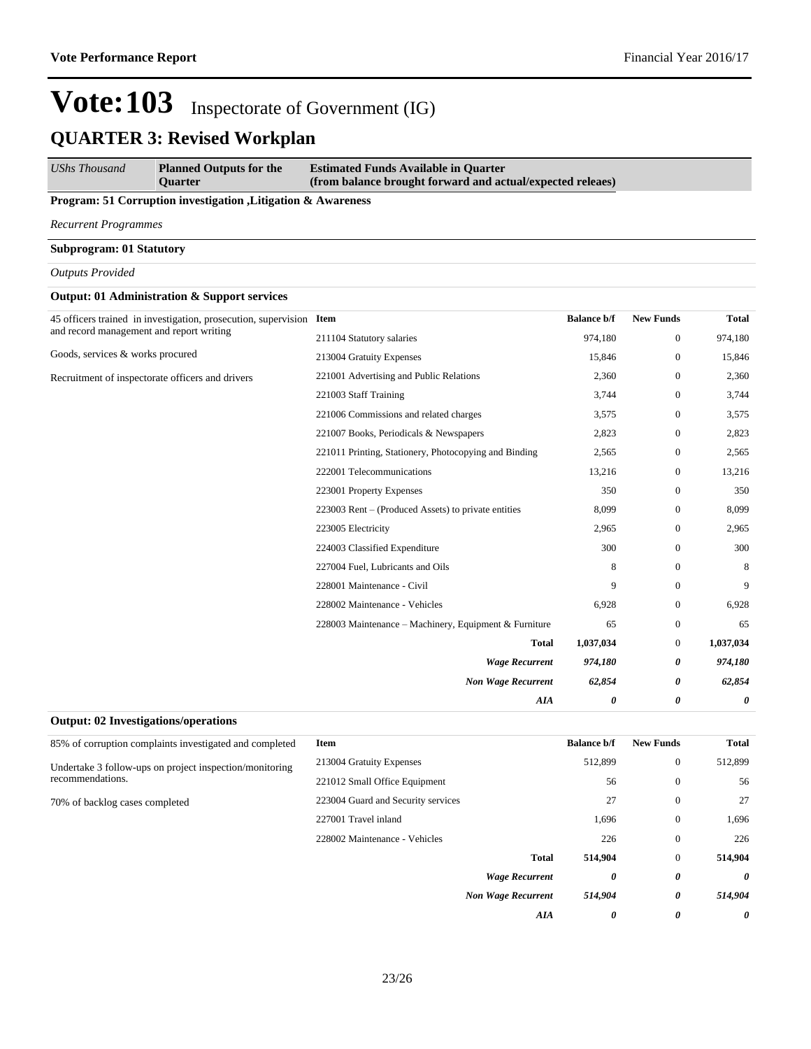# Vote:103 Inspectorate of Government (IG)

## QUARTER 3: Revised Workplan

| *UShs Thousand* | **Planned Outputs for the Quarter** | **Estimated Funds Available in Quarter (from balance brought forward and actual/expected releaes)** |
|---|---|---|

**Program: 51 Corruption investigation ,Litigation & Awareness**

*Recurrent Programmes*

**Subprogram: 01 Statutory**

*Outputs Provided*

**Output: 01 Administration & Support services**

45 officers trained in investigation, prosecution, supervision and record management and report writing

Goods, services & works procured

Recruitment of inspectorate officers and drivers

| Item | Balance b/f | New Funds | Total |
|---|---|---|---|
| 211104 Statutory salaries | 974,180 | 0 | 974,180 |
| 213004 Gratuity Expenses | 15,846 | 0 | 15,846 |
| 221001 Advertising and Public Relations | 2,360 | 0 | 2,360 |
| 221003 Staff Training | 3,744 | 0 | 3,744 |
| 221006 Commissions and related charges | 3,575 | 0 | 3,575 |
| 221007 Books, Periodicals & Newspapers | 2,823 | 0 | 2,823 |
| 221011 Printing, Stationery, Photocopying and Binding | 2,565 | 0 | 2,565 |
| 222001 Telecommunications | 13,216 | 0 | 13,216 |
| 223001 Property Expenses | 350 | 0 | 350 |
| 223003 Rent – (Produced Assets) to private entities | 8,099 | 0 | 8,099 |
| 223005 Electricity | 2,965 | 0 | 2,965 |
| 224003 Classified Expenditure | 300 | 0 | 300 |
| 227004 Fuel, Lubricants and Oils | 8 | 0 | 8 |
| 228001 Maintenance - Civil | 9 | 0 | 9 |
| 228002 Maintenance - Vehicles | 6,928 | 0 | 6,928 |
| 228003 Maintenance – Machinery, Equipment & Furniture | 65 | 0 | 65 |
| **Total** | **1,037,034** | 0 | **1,037,034** |
| ***Wage Recurrent*** | ***974,180*** | ***0*** | ***974,180*** |
| ***Non Wage Recurrent*** | ***62,854*** | ***0*** | ***62,854*** |
| ***AIA*** | ***0*** | ***0*** | ***0*** |

**Output: 02 Investigations/operations**

85% of corruption complaints investigated and completed

Undertake 3 follow-ups on project inspection/monitoring recommendations.

70% of backlog cases completed

| Item | Balance b/f | New Funds | Total |
|---|---|---|---|
| 213004 Gratuity Expenses | 512,899 | 0 | 512,899 |
| 221012 Small Office Equipment | 56 | 0 | 56 |
| 223004 Guard and Security services | 27 | 0 | 27 |
| 227001 Travel inland | 1,696 | 0 | 1,696 |
| 228002 Maintenance - Vehicles | 226 | 0 | 226 |
| **Total** | **514,904** | 0 | **514,904** |
| ***Wage Recurrent*** | ***0*** | ***0*** | ***0*** |
| ***Non Wage Recurrent*** | ***514,904*** | ***0*** | ***514,904*** |
| ***AIA*** | ***0*** | ***0*** | ***0*** |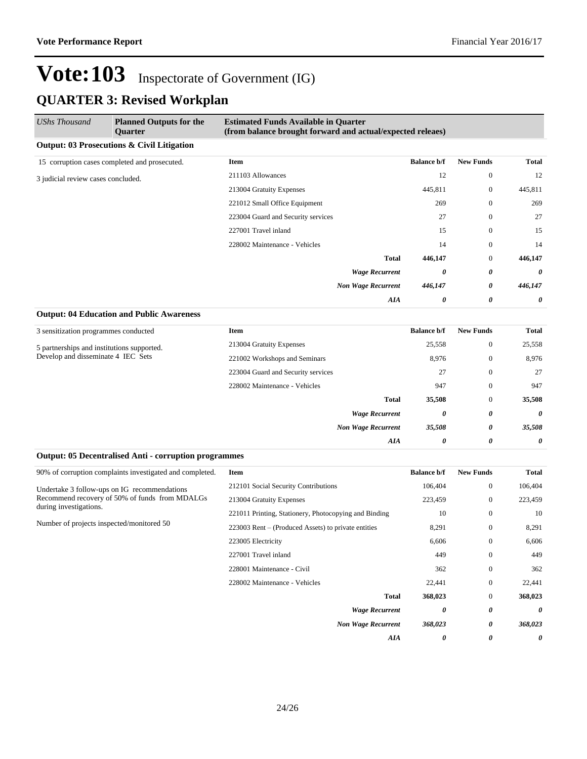# Vote:103 Inspectorate of Government (IG)

## QUARTER 3: Revised Workplan

| UShs Thousand | Planned Outputs for the Quarter | Estimated Funds Available in Quarter (from balance brought forward and actual/expected releaes) | | | |
|---|---|---|---|---|---|

**Output: 03 Prosecutions & Civil Litigation**

| Planned Outputs | Item | Balance b/f | New Funds | Total |
|---|---|---|---|---|
| 15 corruption cases completed and prosecuted.<br><br>3 judicial review cases concluded. | 211103 Allowances | 12 | 0 | 12 |
| | 213004 Gratuity Expenses | 445,811 | 0 | 445,811 |
| | 221012 Small Office Equipment | 269 | 0 | 269 |
| | 223004 Guard and Security services | 27 | 0 | 27 |
| | 227001 Travel inland | 15 | 0 | 15 |
| | 228002 Maintenance - Vehicles | 14 | 0 | 14 |
| | **Total** | **446,147** | 0 | **446,147** |
| | ***Wage Recurrent*** | ***0*** | ***0*** | ***0*** |
| | ***Non Wage Recurrent*** | ***446,147*** | ***0*** | ***446,147*** |
| | ***AIA*** | ***0*** | ***0*** | ***0*** |

**Output: 04 Education and Public Awareness**

| Planned Outputs | Item | Balance b/f | New Funds | Total |
|---|---|---|---|---|
| 3 sensitization programmes conducted<br><br>5 partnerships and institutions supported.<br>Develop and disseminate 4 IEC Sets | 213004 Gratuity Expenses | 25,558 | 0 | 25,558 |
| | 221002 Workshops and Seminars | 8,976 | 0 | 8,976 |
| | 223004 Guard and Security services | 27 | 0 | 27 |
| | 228002 Maintenance - Vehicles | 947 | 0 | 947 |
| | **Total** | **35,508** | 0 | **35,508** |
| | ***Wage Recurrent*** | ***0*** | ***0*** | ***0*** |
| | ***Non Wage Recurrent*** | ***35,508*** | ***0*** | ***35,508*** |
| | ***AIA*** | ***0*** | ***0*** | ***0*** |

**Output: 05 Decentralised Anti - corruption programmes**

| Planned Outputs | Item | Balance b/f | New Funds | Total |
|---|---|---|---|---|
| 90% of corruption complaints investigated and completed.<br><br>Undertake 3 follow-ups on IG recommendations<br>Recommend recovery of 50% of funds from MDALGs during investigations.<br><br>Number of projects inspected/monitored 50 | 212101 Social Security Contributions | 106,404 | 0 | 106,404 |
| | 213004 Gratuity Expenses | 223,459 | 0 | 223,459 |
| | 221011 Printing, Stationery, Photocopying and Binding | 10 | 0 | 10 |
| | 223003 Rent – (Produced Assets) to private entities | 8,291 | 0 | 8,291 |
| | 223005 Electricity | 6,606 | 0 | 6,606 |
| | 227001 Travel inland | 449 | 0 | 449 |
| | 228001 Maintenance - Civil | 362 | 0 | 362 |
| | 228002 Maintenance - Vehicles | 22,441 | 0 | 22,441 |
| | **Total** | **368,023** | 0 | **368,023** |
| | ***Wage Recurrent*** | ***0*** | ***0*** | ***0*** |
| | ***Non Wage Recurrent*** | ***368,023*** | ***0*** | ***368,023*** |
| | ***AIA*** | ***0*** | ***0*** | ***0*** |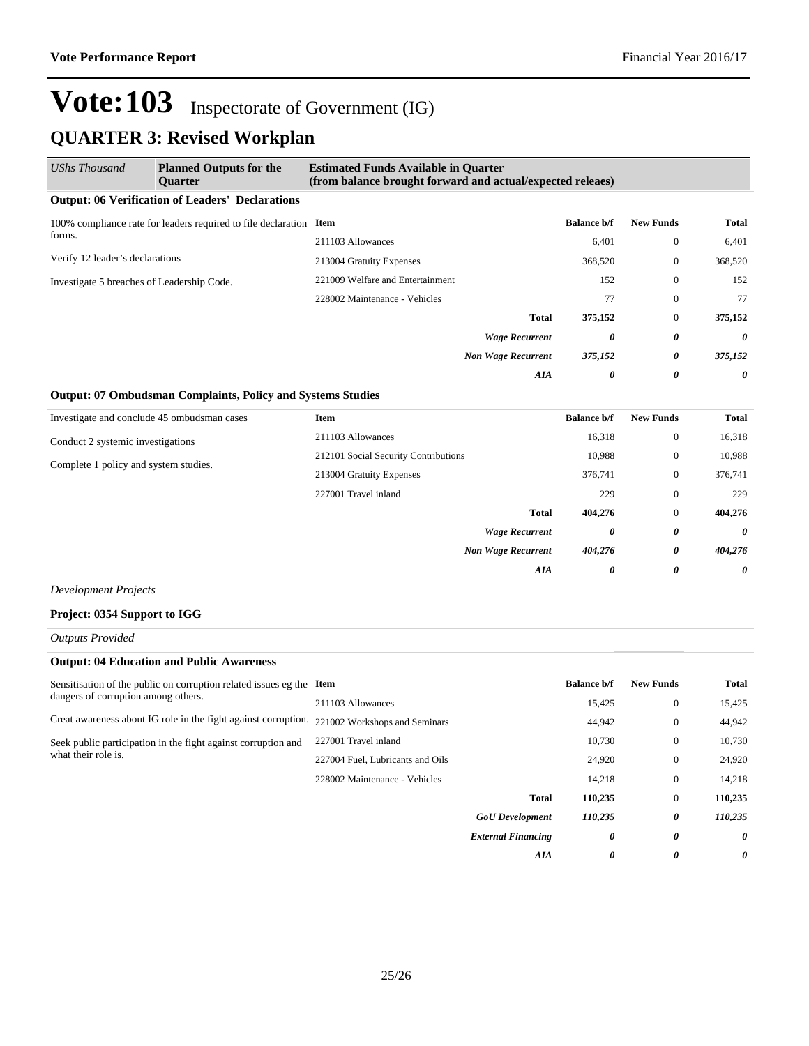# Vote:103 Inspectorate of Government (IG)

## QUARTER 3: Revised Workplan

| *UShs Thousand* | **Planned Outputs for the Quarter** | **Estimated Funds Available in Quarter (from balance brought forward and actual/expected releaes)** | | | |
|---|---|---|---|---|---|

**Output: 06 Verification of Leaders' Declarations**

| Planned Outputs | Item | Balance b/f | New Funds | Total |
|---|---|---|---|---|
| 100% compliance rate for leaders required to file declaration forms. | 211103 Allowances | 6,401 | 0 | 6,401 |
| Verify 12 leader's declarations | 213004 Gratuity Expenses | 368,520 | 0 | 368,520 |
| Investigate 5 breaches of Leadership Code. | 221009 Welfare and Entertainment | 152 | 0 | 152 |
| | 228002 Maintenance - Vehicles | 77 | 0 | 77 |
| | **Total** | **375,152** | 0 | **375,152** |
| | ***Wage Recurrent*** | ***0*** | ***0*** | ***0*** |
| | ***Non Wage Recurrent*** | ***375,152*** | ***0*** | ***375,152*** |
| | ***AIA*** | ***0*** | ***0*** | ***0*** |

**Output: 07 Ombudsman Complaints, Policy and Systems Studies**

| Planned Outputs | Item | Balance b/f | New Funds | Total |
|---|---|---|---|---|
| Investigate and conclude 45 ombudsman cases | 211103 Allowances | 16,318 | 0 | 16,318 |
| Conduct 2 systemic investigations | 212101 Social Security Contributions | 10,988 | 0 | 10,988 |
| Complete 1 policy and system studies. | 213004 Gratuity Expenses | 376,741 | 0 | 376,741 |
| | 227001 Travel inland | 229 | 0 | 229 |
| | **Total** | **404,276** | 0 | **404,276** |
| | ***Wage Recurrent*** | ***0*** | ***0*** | ***0*** |
| | ***Non Wage Recurrent*** | ***404,276*** | ***0*** | ***404,276*** |
| | ***AIA*** | ***0*** | ***0*** | ***0*** |

*Development Projects*

**Project: 0354 Support to IGG**

*Outputs Provided*

**Output: 04 Education and Public Awareness**

| Planned Outputs | Item | Balance b/f | New Funds | Total |
|---|---|---|---|---|
| Sensitisation of the public on corruption related issues eg the dangers of corruption among others. | 211103 Allowances | 15,425 | 0 | 15,425 |
| Creat awareness about IG role in the fight against corruption. | 221002 Workshops and Seminars | 44,942 | 0 | 44,942 |
| Seek public participation in the fight against corruption and what their role is. | 227001 Travel inland | 10,730 | 0 | 10,730 |
| | 227004 Fuel, Lubricants and Oils | 24,920 | 0 | 24,920 |
| | 228002 Maintenance - Vehicles | 14,218 | 0 | 14,218 |
| | **Total** | **110,235** | 0 | **110,235** |
| | ***GoU Development*** | ***110,235*** | ***0*** | ***110,235*** |
| | ***External Financing*** | ***0*** | ***0*** | ***0*** |
| | ***AIA*** | ***0*** | ***0*** | ***0*** |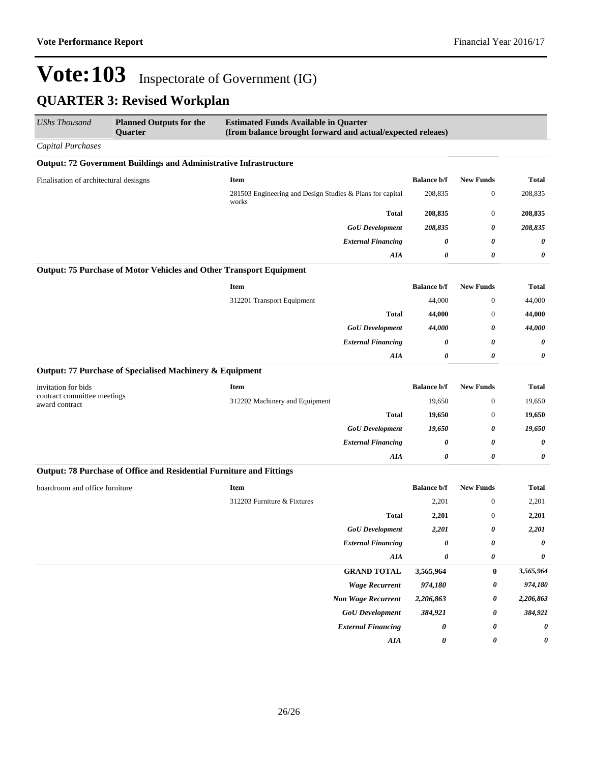# Vote:103 Inspectorate of Government (IG)

## QUARTER 3: Revised Workplan

| *UShs Thousand* | **Planned Outputs for the Quarter** | **Estimated Funds Available in Quarter (from balance brought forward and actual/expected releaes)** | | | |
|---|---|---|---|---|---|
| *Capital Purchases* | | | | | |
| **Output: 72 Government Buildings and Administrative Infrastructure** | | | | | |
| Finalisation of architectural desisgns | | **Item** | **Balance b/f** | **New Funds** | **Total** |
| | | 281503 Engineering and Design Studies & Plans for capital works | 208,835 | 0 | 208,835 |
| | | **Total** | **208,835** | 0 | **208,835** |
| | | ***GoU Development*** | ***208,835*** | ***0*** | ***208,835*** |
| | | ***External Financing*** | ***0*** | ***0*** | ***0*** |
| | | ***AIA*** | ***0*** | ***0*** | ***0*** |
| **Output: 75 Purchase of Motor Vehicles and Other Transport Equipment** | | | | | |
| | | **Item** | **Balance b/f** | **New Funds** | **Total** |
| | | 312201 Transport Equipment | 44,000 | 0 | 44,000 |
| | | **Total** | **44,000** | 0 | **44,000** |
| | | ***GoU Development*** | ***44,000*** | ***0*** | ***44,000*** |
| | | ***External Financing*** | ***0*** | ***0*** | ***0*** |
| | | ***AIA*** | ***0*** | ***0*** | ***0*** |
| **Output: 77 Purchase of Specialised Machinery & Equipment** | | | | | |
| invitation for bids<br>contract committee meetings<br>award contract | | **Item** | **Balance b/f** | **New Funds** | **Total** |
| | | 312202 Machinery and Equipment | 19,650 | 0 | 19,650 |
| | | **Total** | **19,650** | 0 | **19,650** |
| | | ***GoU Development*** | ***19,650*** | ***0*** | ***19,650*** |
| | | ***External Financing*** | ***0*** | ***0*** | ***0*** |
| | | ***AIA*** | ***0*** | ***0*** | ***0*** |
| **Output: 78 Purchase of Office and Residential Furniture and Fittings** | | | | | |
| boardroom and office furniture | | **Item** | **Balance b/f** | **New Funds** | **Total** |
| | | 312203 Furniture & Fixtures | 2,201 | 0 | 2,201 |
| | | **Total** | **2,201** | 0 | **2,201** |
| | | ***GoU Development*** | ***2,201*** | ***0*** | ***2,201*** |
| | | ***External Financing*** | ***0*** | ***0*** | ***0*** |
| | | ***AIA*** | ***0*** | ***0*** | ***0*** |
| | | **GRAND TOTAL** | **3,565,964** | **0** | ***3,565,964*** |
| | | ***Wage Recurrent*** | ***974,180*** | ***0*** | ***974,180*** |
| | | ***Non Wage Recurrent*** | ***2,206,863*** | ***0*** | ***2,206,863*** |
| | | ***GoU Development*** | ***384,921*** | ***0*** | ***384,921*** |
| | | ***External Financing*** | ***0*** | ***0*** | ***0*** |
| | | ***AIA*** | ***0*** | ***0*** | ***0*** |